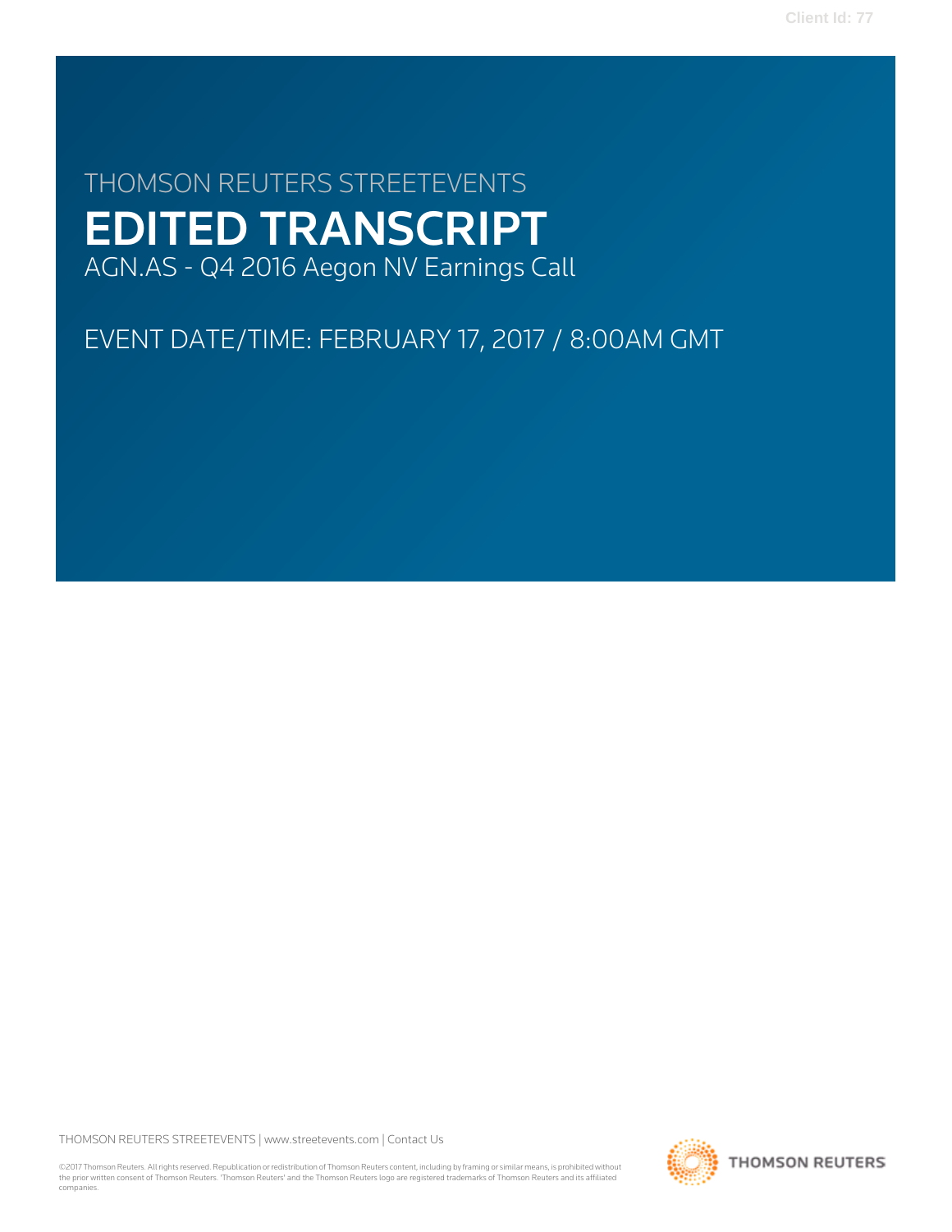Client Id: 77

# THOMSON REUTERS STREETEVENTS

# EDITED TRANSCRIPT

AGN.AS - Q4 2016 Aegon NV Earnings Call

EVENT DATE/TIME: FEBRUARY 17, 2017 / 8:00AM GMT

THOMSON REUTERS STREETEVENTS | www.streetevents.com | Contact Us

©2017 Thomson Reuters. All rights reserved. Republication or redistribution of Thomson Reuters content, including by framing or similar means, is prohibited without the prior written consent of Thomson Reuters. 'Thomson Reuters' and the Thomson Reuters logo are registered trademarks of Thomson Reuters and its affiliated companies.

THOMSON REUTERS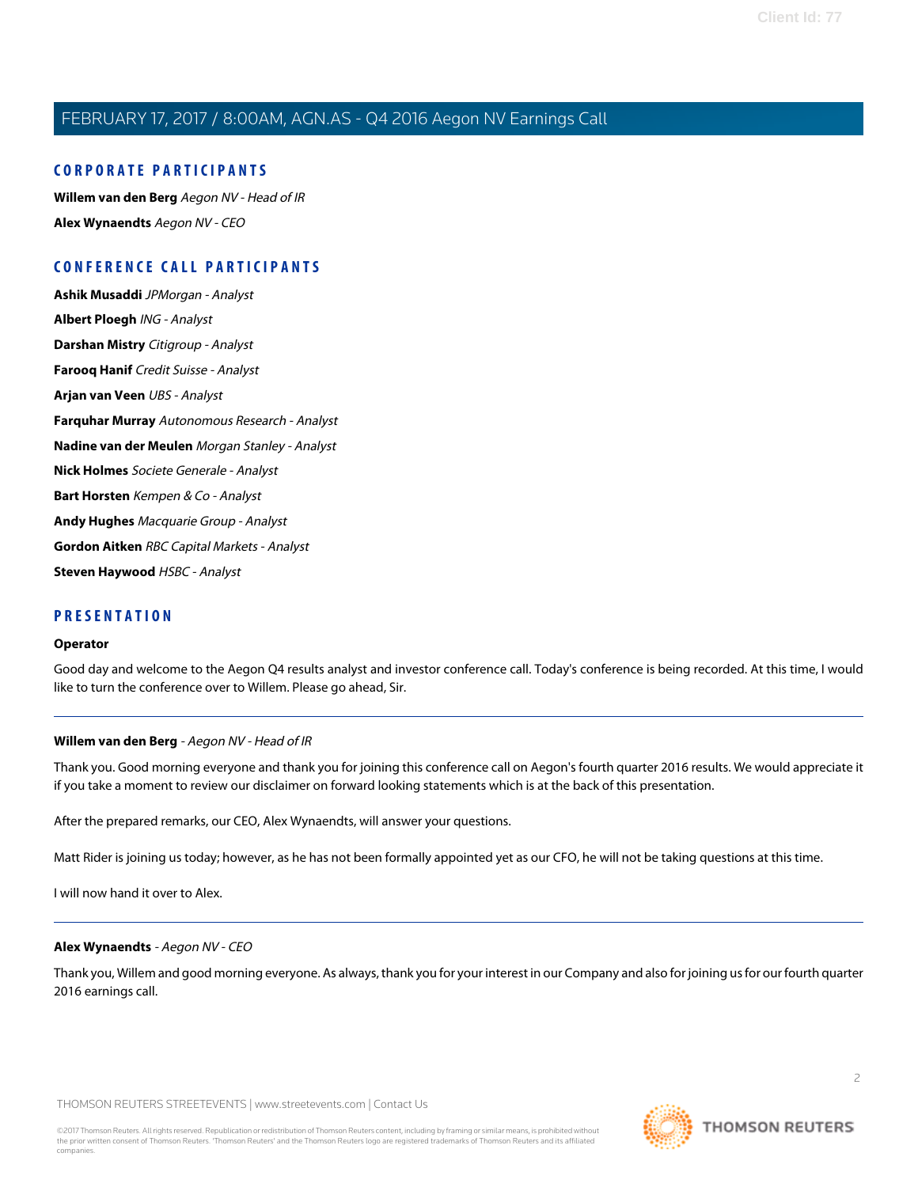## CORPORATE PARTICIPANTS

**Willem van den Berg** *Aegon NV - Head of IR*

**Alex Wynaendts** *Aegon NV - CEO*

## CONFERENCE CALL PARTICIPANTS

**Ashik Musaddi** *JPMorgan - Analyst*

**Albert Ploegh** *ING - Analyst*

**Darshan Mistry** *Citigroup - Analyst*

**Farooq Hanif** *Credit Suisse - Analyst*

**Arjan van Veen** *UBS - Analyst*

**Farquhar Murray** *Autonomous Research - Analyst*

**Nadine van der Meulen** *Morgan Stanley - Analyst*

**Nick Holmes** *Societe Generale - Analyst*

**Bart Horsten** *Kempen & Co - Analyst*

**Andy Hughes** *Macquarie Group - Analyst*

**Gordon Aitken** *RBC Capital Markets - Analyst*

**Steven Haywood** *HSBC - Analyst*

## PRESENTATION

**Operator**

Good day and welcome to the Aegon Q4 results analyst and investor conference call. Today's conference is being recorded. At this time, I would like to turn the conference over to Willem. Please go ahead, Sir.

---

**Willem van den Berg** - *Aegon NV - Head of IR*

Thank you. Good morning everyone and thank you for joining this conference call on Aegon's fourth quarter 2016 results. We would appreciate it if you take a moment to review our disclaimer on forward looking statements which is at the back of this presentation.

After the prepared remarks, our CEO, Alex Wynaendts, will answer your questions.

Matt Rider is joining us today; however, as he has not been formally appointed yet as our CFO, he will not be taking questions at this time.

I will now hand it over to Alex.

---

**Alex Wynaendts** - *Aegon NV - CEO*

Thank you, Willem and good morning everyone. As always, thank you for your interest in our Company and also for joining us for our fourth quarter 2016 earnings call.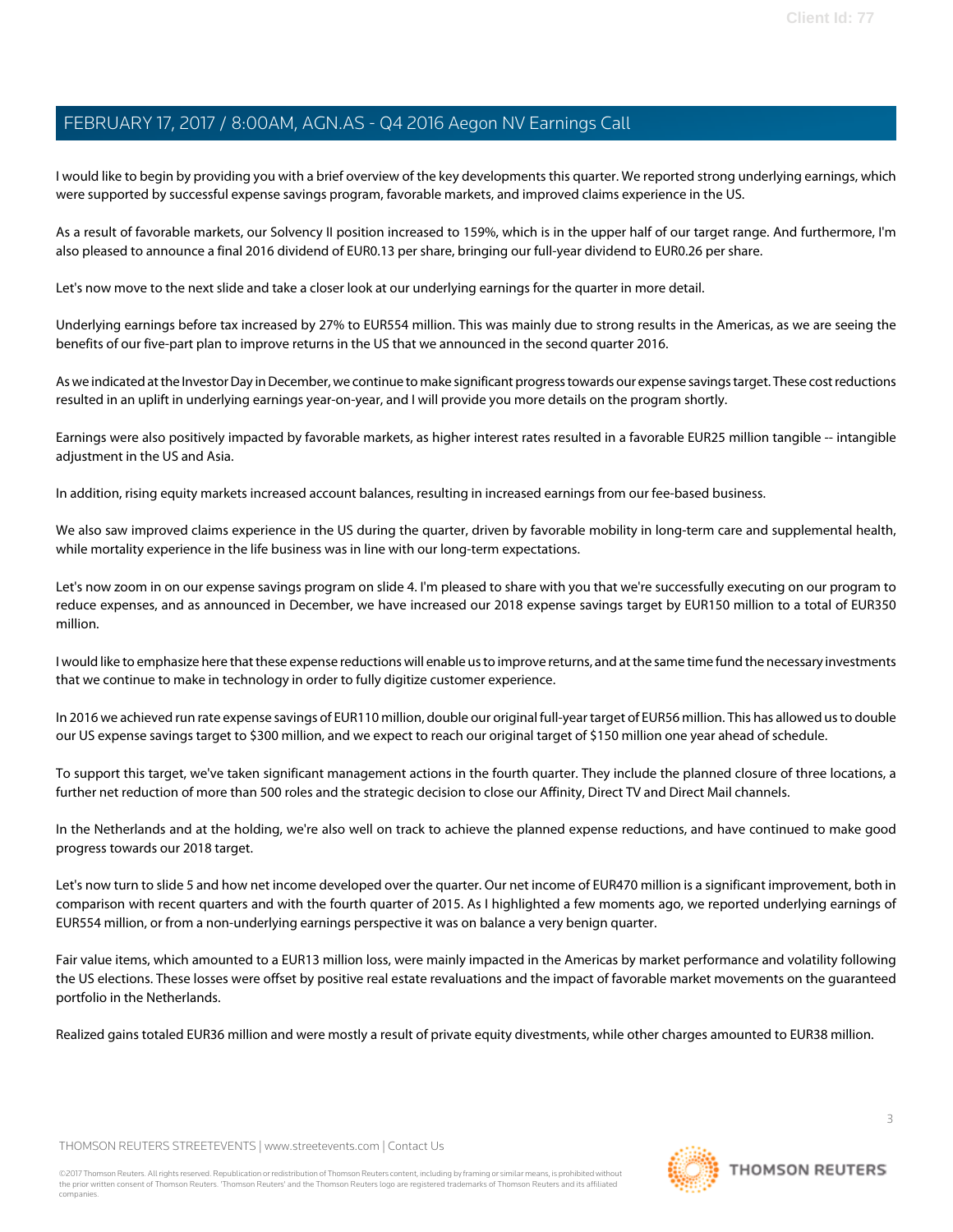I would like to begin by providing you with a brief overview of the key developments this quarter. We reported strong underlying earnings, which were supported by successful expense savings program, favorable markets, and improved claims experience in the US.

As a result of favorable markets, our Solvency II position increased to 159%, which is in the upper half of our target range. And furthermore, I'm also pleased to announce a final 2016 dividend of EUR0.13 per share, bringing our full-year dividend to EUR0.26 per share.

Let's now move to the next slide and take a closer look at our underlying earnings for the quarter in more detail.

Underlying earnings before tax increased by 27% to EUR554 million. This was mainly due to strong results in the Americas, as we are seeing the benefits of our five-part plan to improve returns in the US that we announced in the second quarter 2016.

As we indicated at the Investor Day in December, we continue to make significant progress towards our expense savings target. These cost reductions resulted in an uplift in underlying earnings year-on-year, and I will provide you more details on the program shortly.

Earnings were also positively impacted by favorable markets, as higher interest rates resulted in a favorable EUR25 million tangible -- intangible adjustment in the US and Asia.

In addition, rising equity markets increased account balances, resulting in increased earnings from our fee-based business.

We also saw improved claims experience in the US during the quarter, driven by favorable mobility in long-term care and supplemental health, while mortality experience in the life business was in line with our long-term expectations.

Let's now zoom in on our expense savings program on slide 4. I'm pleased to share with you that we're successfully executing on our program to reduce expenses, and as announced in December, we have increased our 2018 expense savings target by EUR150 million to a total of EUR350 million.

I would like to emphasize here that these expense reductions will enable us to improve returns, and at the same time fund the necessary investments that we continue to make in technology in order to fully digitize customer experience.

In 2016 we achieved run rate expense savings of EUR110 million, double our original full-year target of EUR56 million. This has allowed us to double our US expense savings target to $300 million, and we expect to reach our original target of $150 million one year ahead of schedule.

To support this target, we've taken significant management actions in the fourth quarter. They include the planned closure of three locations, a further net reduction of more than 500 roles and the strategic decision to close our Affinity, Direct TV and Direct Mail channels.

In the Netherlands and at the holding, we're also well on track to achieve the planned expense reductions, and have continued to make good progress towards our 2018 target.

Let's now turn to slide 5 and how net income developed over the quarter. Our net income of EUR470 million is a significant improvement, both in comparison with recent quarters and with the fourth quarter of 2015. As I highlighted a few moments ago, we reported underlying earnings of EUR554 million, or from a non-underlying earnings perspective it was on balance a very benign quarter.

Fair value items, which amounted to a EUR13 million loss, were mainly impacted in the Americas by market performance and volatility following the US elections. These losses were offset by positive real estate revaluations and the impact of favorable market movements on the guaranteed portfolio in the Netherlands.

Realized gains totaled EUR36 million and were mostly a result of private equity divestments, while other charges amounted to EUR38 million.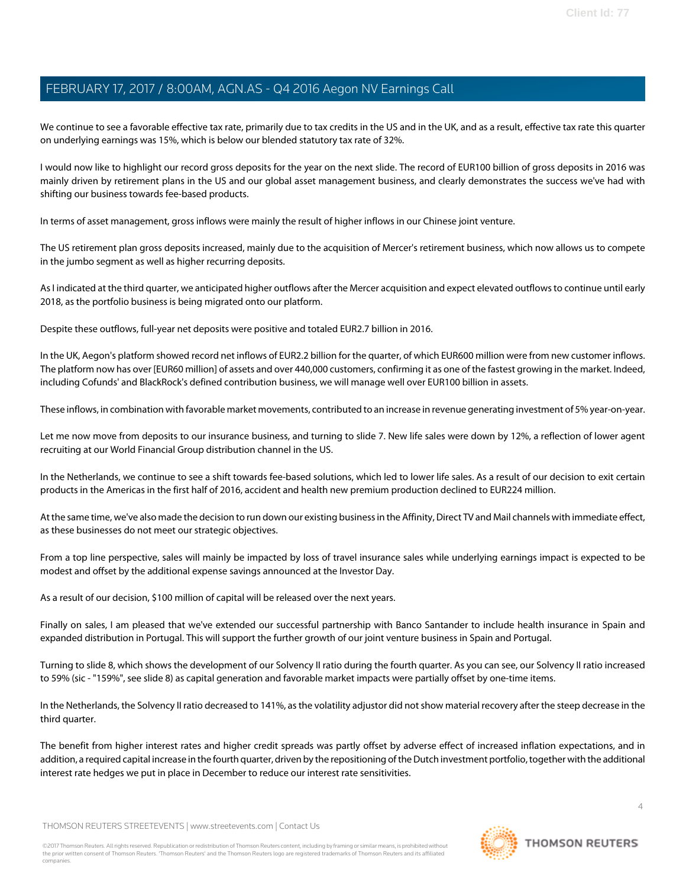We continue to see a favorable effective tax rate, primarily due to tax credits in the US and in the UK, and as a result, effective tax rate this quarter on underlying earnings was 15%, which is below our blended statutory tax rate of 32%.

I would now like to highlight our record gross deposits for the year on the next slide. The record of EUR100 billion of gross deposits in 2016 was mainly driven by retirement plans in the US and our global asset management business, and clearly demonstrates the success we've had with shifting our business towards fee-based products.

In terms of asset management, gross inflows were mainly the result of higher inflows in our Chinese joint venture.

The US retirement plan gross deposits increased, mainly due to the acquisition of Mercer's retirement business, which now allows us to compete in the jumbo segment as well as higher recurring deposits.

As I indicated at the third quarter, we anticipated higher outflows after the Mercer acquisition and expect elevated outflows to continue until early 2018, as the portfolio business is being migrated onto our platform.

Despite these outflows, full-year net deposits were positive and totaled EUR2.7 billion in 2016.

In the UK, Aegon's platform showed record net inflows of EUR2.2 billion for the quarter, of which EUR600 million were from new customer inflows. The platform now has over [EUR60 million] of assets and over 440,000 customers, confirming it as one of the fastest growing in the market. Indeed, including Cofunds' and BlackRock's defined contribution business, we will manage well over EUR100 billion in assets.

These inflows, in combination with favorable market movements, contributed to an increase in revenue generating investment of 5% year-on-year.

Let me now move from deposits to our insurance business, and turning to slide 7. New life sales were down by 12%, a reflection of lower agent recruiting at our World Financial Group distribution channel in the US.

In the Netherlands, we continue to see a shift towards fee-based solutions, which led to lower life sales. As a result of our decision to exit certain products in the Americas in the first half of 2016, accident and health new premium production declined to EUR224 million.

At the same time, we've also made the decision to run down our existing business in the Affinity, Direct TV and Mail channels with immediate effect, as these businesses do not meet our strategic objectives.

From a top line perspective, sales will mainly be impacted by loss of travel insurance sales while underlying earnings impact is expected to be modest and offset by the additional expense savings announced at the Investor Day.

As a result of our decision, $100 million of capital will be released over the next years.

Finally on sales, I am pleased that we've extended our successful partnership with Banco Santander to include health insurance in Spain and expanded distribution in Portugal. This will support the further growth of our joint venture business in Spain and Portugal.

Turning to slide 8, which shows the development of our Solvency II ratio during the fourth quarter. As you can see, our Solvency II ratio increased to 59% (sic - "159%", see slide 8) as capital generation and favorable market impacts were partially offset by one-time items.

In the Netherlands, the Solvency II ratio decreased to 141%, as the volatility adjustor did not show material recovery after the steep decrease in the third quarter.

The benefit from higher interest rates and higher credit spreads was partly offset by adverse effect of increased inflation expectations, and in addition, a required capital increase in the fourth quarter, driven by the repositioning of the Dutch investment portfolio, together with the additional interest rate hedges we put in place in December to reduce our interest rate sensitivities.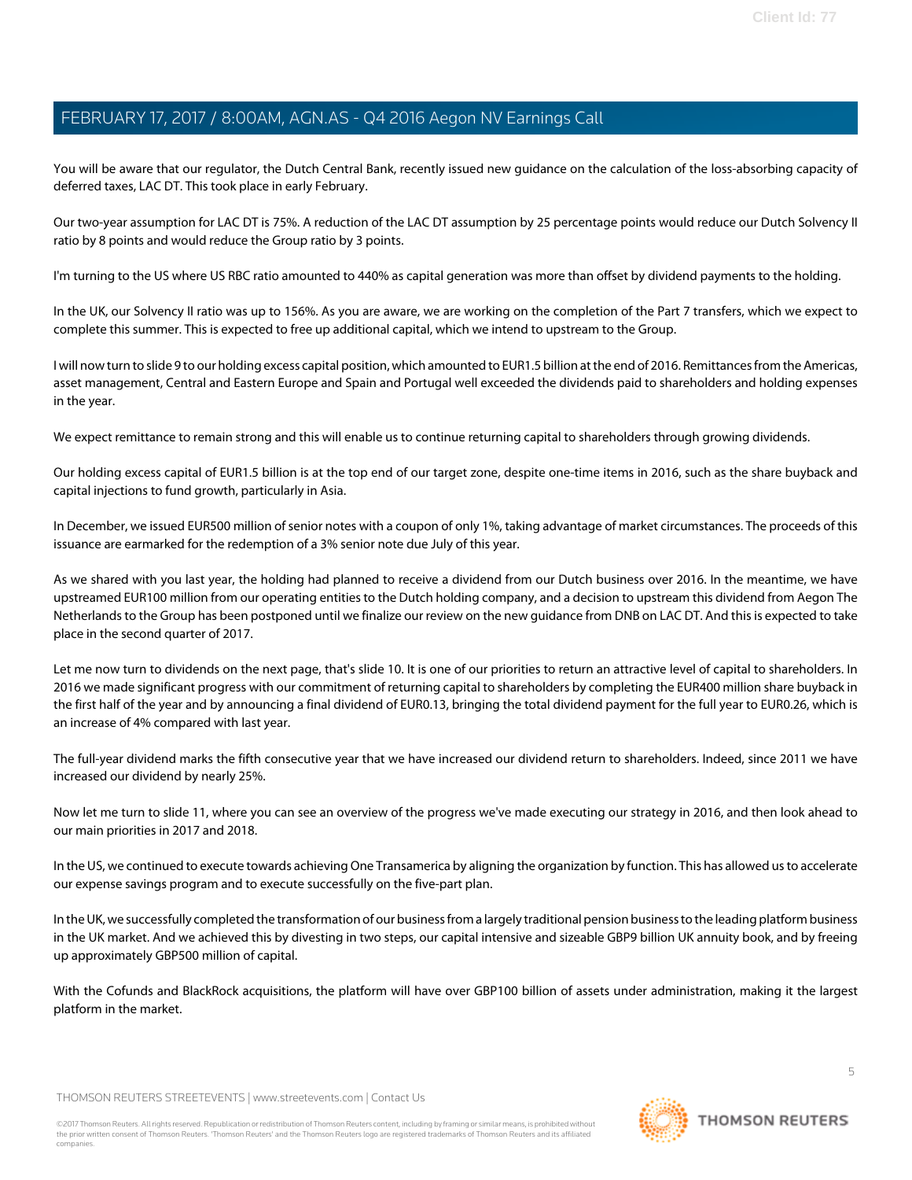You will be aware that our regulator, the Dutch Central Bank, recently issued new guidance on the calculation of the loss-absorbing capacity of deferred taxes, LAC DT. This took place in early February.

Our two-year assumption for LAC DT is 75%. A reduction of the LAC DT assumption by 25 percentage points would reduce our Dutch Solvency II ratio by 8 points and would reduce the Group ratio by 3 points.

I'm turning to the US where US RBC ratio amounted to 440% as capital generation was more than offset by dividend payments to the holding.

In the UK, our Solvency II ratio was up to 156%. As you are aware, we are working on the completion of the Part 7 transfers, which we expect to complete this summer. This is expected to free up additional capital, which we intend to upstream to the Group.

I will now turn to slide 9 to our holding excess capital position, which amounted to EUR1.5 billion at the end of 2016. Remittances from the Americas, asset management, Central and Eastern Europe and Spain and Portugal well exceeded the dividends paid to shareholders and holding expenses in the year.

We expect remittance to remain strong and this will enable us to continue returning capital to shareholders through growing dividends.

Our holding excess capital of EUR1.5 billion is at the top end of our target zone, despite one-time items in 2016, such as the share buyback and capital injections to fund growth, particularly in Asia.

In December, we issued EUR500 million of senior notes with a coupon of only 1%, taking advantage of market circumstances. The proceeds of this issuance are earmarked for the redemption of a 3% senior note due July of this year.

As we shared with you last year, the holding had planned to receive a dividend from our Dutch business over 2016. In the meantime, we have upstreamed EUR100 million from our operating entities to the Dutch holding company, and a decision to upstream this dividend from Aegon The Netherlands to the Group has been postponed until we finalize our review on the new guidance from DNB on LAC DT. And this is expected to take place in the second quarter of 2017.

Let me now turn to dividends on the next page, that's slide 10. It is one of our priorities to return an attractive level of capital to shareholders. In 2016 we made significant progress with our commitment of returning capital to shareholders by completing the EUR400 million share buyback in the first half of the year and by announcing a final dividend of EUR0.13, bringing the total dividend payment for the full year to EUR0.26, which is an increase of 4% compared with last year.

The full-year dividend marks the fifth consecutive year that we have increased our dividend return to shareholders. Indeed, since 2011 we have increased our dividend by nearly 25%.

Now let me turn to slide 11, where you can see an overview of the progress we've made executing our strategy in 2016, and then look ahead to our main priorities in 2017 and 2018.

In the US, we continued to execute towards achieving One Transamerica by aligning the organization by function. This has allowed us to accelerate our expense savings program and to execute successfully on the five-part plan.

In the UK, we successfully completed the transformation of our business from a largely traditional pension business to the leading platform business in the UK market. And we achieved this by divesting in two steps, our capital intensive and sizeable GBP9 billion UK annuity book, and by freeing up approximately GBP500 million of capital.

With the Cofunds and BlackRock acquisitions, the platform will have over GBP100 billion of assets under administration, making it the largest platform in the market.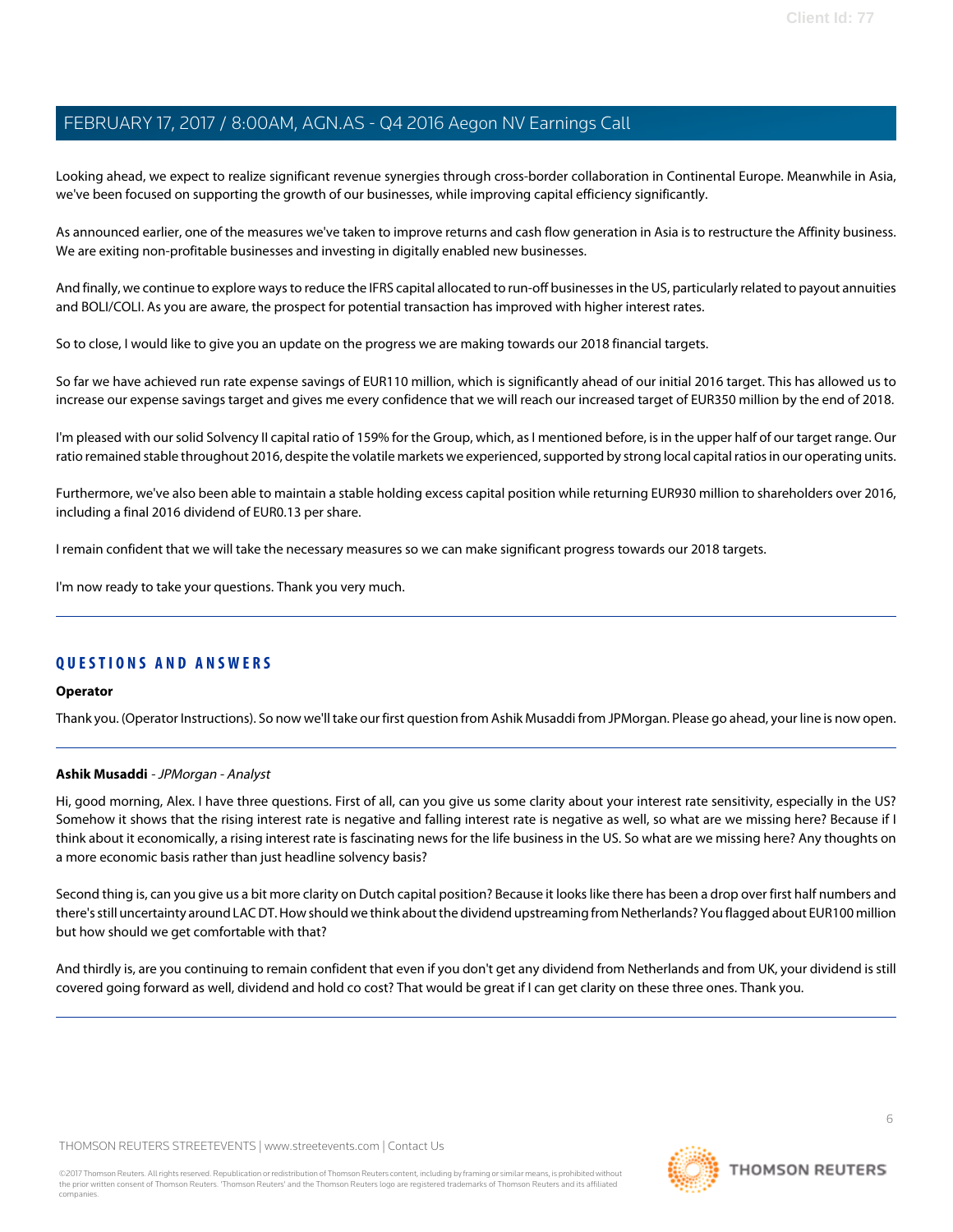Looking ahead, we expect to realize significant revenue synergies through cross-border collaboration in Continental Europe. Meanwhile in Asia, we've been focused on supporting the growth of our businesses, while improving capital efficiency significantly.

As announced earlier, one of the measures we've taken to improve returns and cash flow generation in Asia is to restructure the Affinity business. We are exiting non-profitable businesses and investing in digitally enabled new businesses.

And finally, we continue to explore ways to reduce the IFRS capital allocated to run-off businesses in the US, particularly related to payout annuities and BOLI/COLI. As you are aware, the prospect for potential transaction has improved with higher interest rates.

So to close, I would like to give you an update on the progress we are making towards our 2018 financial targets.

So far we have achieved run rate expense savings of EUR110 million, which is significantly ahead of our initial 2016 target. This has allowed us to increase our expense savings target and gives me every confidence that we will reach our increased target of EUR350 million by the end of 2018.

I'm pleased with our solid Solvency II capital ratio of 159% for the Group, which, as I mentioned before, is in the upper half of our target range. Our ratio remained stable throughout 2016, despite the volatile markets we experienced, supported by strong local capital ratios in our operating units.

Furthermore, we've also been able to maintain a stable holding excess capital position while returning EUR930 million to shareholders over 2016, including a final 2016 dividend of EUR0.13 per share.

I remain confident that we will take the necessary measures so we can make significant progress towards our 2018 targets.

I'm now ready to take your questions. Thank you very much.

## QUESTIONS AND ANSWERS

**Operator**

Thank you. (Operator Instructions). So now we'll take our first question from Ashik Musaddi from JPMorgan. Please go ahead, your line is now open.

**Ashik Musaddi** - *JPMorgan - Analyst*

Hi, good morning, Alex. I have three questions. First of all, can you give us some clarity about your interest rate sensitivity, especially in the US? Somehow it shows that the rising interest rate is negative and falling interest rate is negative as well, so what are we missing here? Because if I think about it economically, a rising interest rate is fascinating news for the life business in the US. So what are we missing here? Any thoughts on a more economic basis rather than just headline solvency basis?

Second thing is, can you give us a bit more clarity on Dutch capital position? Because it looks like there has been a drop over first half numbers and there's still uncertainty around LAC DT. How should we think about the dividend upstreaming from Netherlands? You flagged about EUR100 million but how should we get comfortable with that?

And thirdly is, are you continuing to remain confident that even if you don't get any dividend from Netherlands and from UK, your dividend is still covered going forward as well, dividend and hold co cost? That would be great if I can get clarity on these three ones. Thank you.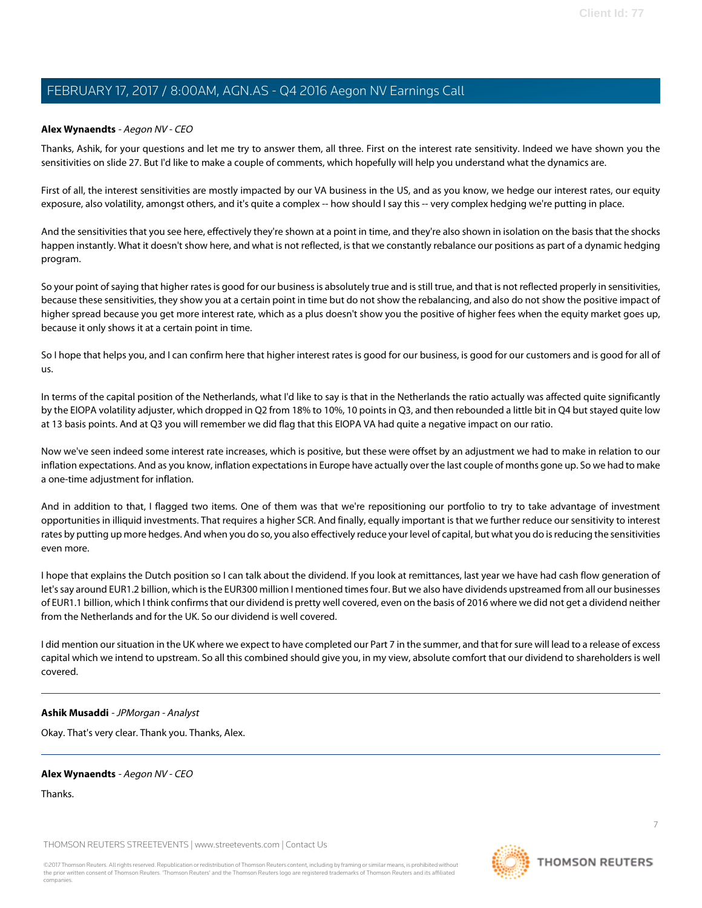**Alex Wynaendts** - *Aegon NV - CEO*

Thanks, Ashik, for your questions and let me try to answer them, all three. First on the interest rate sensitivity. Indeed we have shown you the sensitivities on slide 27. But I'd like to make a couple of comments, which hopefully will help you understand what the dynamics are.

First of all, the interest sensitivities are mostly impacted by our VA business in the US, and as you know, we hedge our interest rates, our equity exposure, also volatility, amongst others, and it's quite a complex -- how should I say this -- very complex hedging we're putting in place.

And the sensitivities that you see here, effectively they're shown at a point in time, and they're also shown in isolation on the basis that the shocks happen instantly. What it doesn't show here, and what is not reflected, is that we constantly rebalance our positions as part of a dynamic hedging program.

So your point of saying that higher rates is good for our business is absolutely true and is still true, and that is not reflected properly in sensitivities, because these sensitivities, they show you at a certain point in time but do not show the rebalancing, and also do not show the positive impact of higher spread because you get more interest rate, which as a plus doesn't show you the positive of higher fees when the equity market goes up, because it only shows it at a certain point in time.

So I hope that helps you, and I can confirm here that higher interest rates is good for our business, is good for our customers and is good for all of us.

In terms of the capital position of the Netherlands, what I'd like to say is that in the Netherlands the ratio actually was affected quite significantly by the EIOPA volatility adjuster, which dropped in Q2 from 18% to 10%, 10 points in Q3, and then rebounded a little bit in Q4 but stayed quite low at 13 basis points. And at Q3 you will remember we did flag that this EIOPA VA had quite a negative impact on our ratio.

Now we've seen indeed some interest rate increases, which is positive, but these were offset by an adjustment we had to make in relation to our inflation expectations. And as you know, inflation expectations in Europe have actually over the last couple of months gone up. So we had to make a one-time adjustment for inflation.

And in addition to that, I flagged two items. One of them was that we're repositioning our portfolio to try to take advantage of investment opportunities in illiquid investments. That requires a higher SCR. And finally, equally important is that we further reduce our sensitivity to interest rates by putting up more hedges. And when you do so, you also effectively reduce your level of capital, but what you do is reducing the sensitivities even more.

I hope that explains the Dutch position so I can talk about the dividend. If you look at remittances, last year we have had cash flow generation of let's say around EUR1.2 billion, which is the EUR300 million I mentioned times four. But we also have dividends upstreamed from all our businesses of EUR1.1 billion, which I think confirms that our dividend is pretty well covered, even on the basis of 2016 where we did not get a dividend neither from the Netherlands and for the UK. So our dividend is well covered.

I did mention our situation in the UK where we expect to have completed our Part 7 in the summer, and that for sure will lead to a release of excess capital which we intend to upstream. So all this combined should give you, in my view, absolute comfort that our dividend to shareholders is well covered.

---

**Ashik Musaddi** - *JPMorgan - Analyst*

Okay. That's very clear. Thank you. Thanks, Alex.

---

**Alex Wynaendts** - *Aegon NV - CEO*

Thanks.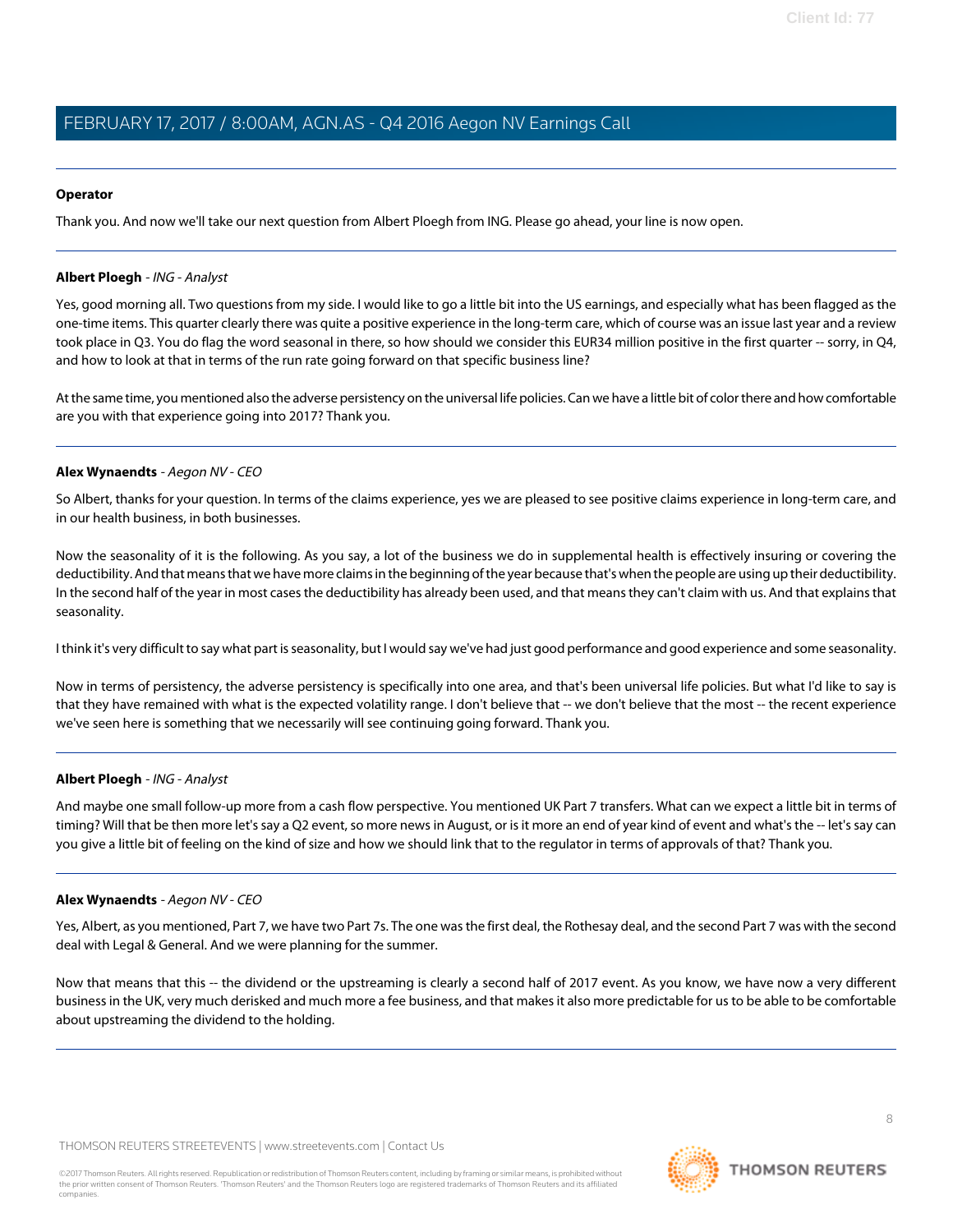**Operator**

Thank you. And now we'll take our next question from Albert Ploegh from ING. Please go ahead, your line is now open.

---

**Albert Ploegh** - *ING - Analyst*

Yes, good morning all. Two questions from my side. I would like to go a little bit into the US earnings, and especially what has been flagged as the one-time items. This quarter clearly there was quite a positive experience in the long-term care, which of course was an issue last year and a review took place in Q3. You do flag the word seasonal in there, so how should we consider this EUR34 million positive in the first quarter -- sorry, in Q4, and how to look at that in terms of the run rate going forward on that specific business line?

At the same time, you mentioned also the adverse persistency on the universal life policies. Can we have a little bit of color there and how comfortable are you with that experience going into 2017? Thank you.

---

**Alex Wynaendts** - *Aegon NV - CEO*

So Albert, thanks for your question. In terms of the claims experience, yes we are pleased to see positive claims experience in long-term care, and in our health business, in both businesses.

Now the seasonality of it is the following. As you say, a lot of the business we do in supplemental health is effectively insuring or covering the deductibility. And that means that we have more claims in the beginning of the year because that's when the people are using up their deductibility. In the second half of the year in most cases the deductibility has already been used, and that means they can't claim with us. And that explains that seasonality.

I think it's very difficult to say what part is seasonality, but I would say we've had just good performance and good experience and some seasonality.

Now in terms of persistency, the adverse persistency is specifically into one area, and that's been universal life policies. But what I'd like to say is that they have remained with what is the expected volatility range. I don't believe that -- we don't believe that the most -- the recent experience we've seen here is something that we necessarily will see continuing going forward. Thank you.

---

**Albert Ploegh** - *ING - Analyst*

And maybe one small follow-up more from a cash flow perspective. You mentioned UK Part 7 transfers. What can we expect a little bit in terms of timing? Will that be then more let's say a Q2 event, so more news in August, or is it more an end of year kind of event and what's the -- let's say can you give a little bit of feeling on the kind of size and how we should link that to the regulator in terms of approvals of that? Thank you.

---

**Alex Wynaendts** - *Aegon NV - CEO*

Yes, Albert, as you mentioned, Part 7, we have two Part 7s. The one was the first deal, the Rothesay deal, and the second Part 7 was with the second deal with Legal & General. And we were planning for the summer.

Now that means that this -- the dividend or the upstreaming is clearly a second half of 2017 event. As you know, we have now a very different business in the UK, very much derisked and much more a fee business, and that makes it also more predictable for us to be able to be comfortable about upstreaming the dividend to the holding.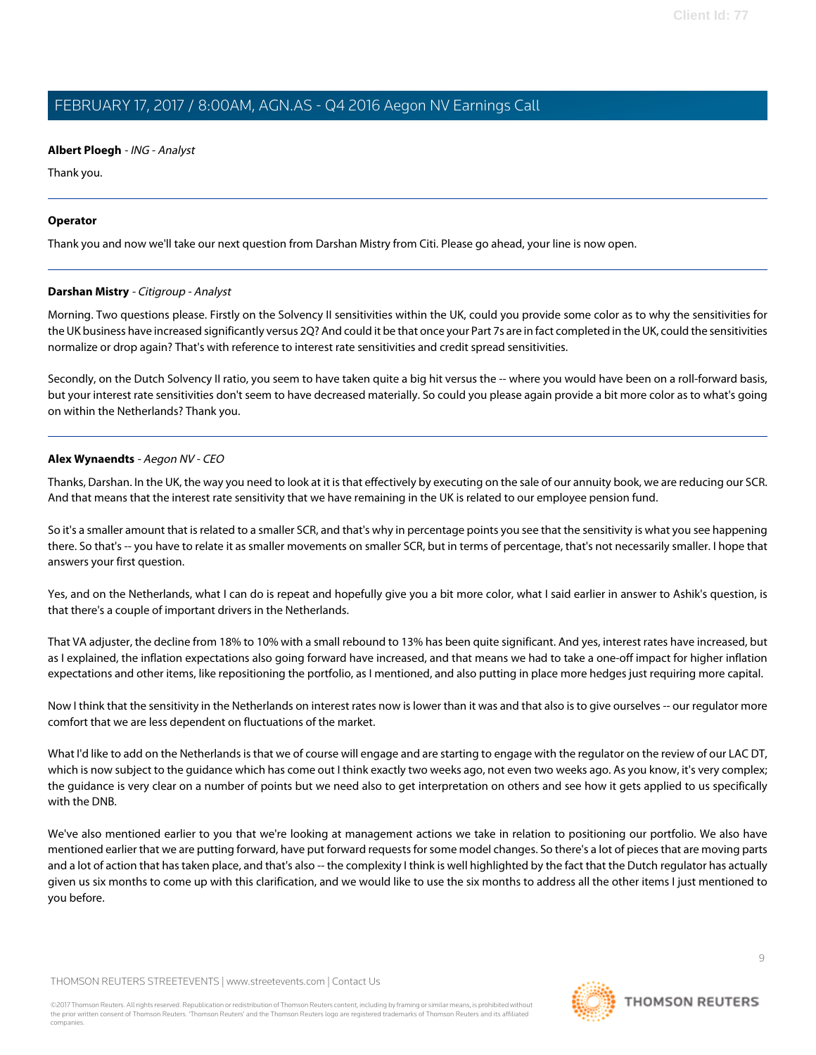**Albert Ploegh** - *ING - Analyst*

Thank you.

---

**Operator**

Thank you and now we'll take our next question from Darshan Mistry from Citi. Please go ahead, your line is now open.

---

**Darshan Mistry** - *Citigroup - Analyst*

Morning. Two questions please. Firstly on the Solvency II sensitivities within the UK, could you provide some color as to why the sensitivities for the UK business have increased significantly versus 2Q? And could it be that once your Part 7s are in fact completed in the UK, could the sensitivities normalize or drop again? That's with reference to interest rate sensitivities and credit spread sensitivities.

Secondly, on the Dutch Solvency II ratio, you seem to have taken quite a big hit versus the -- where you would have been on a roll-forward basis, but your interest rate sensitivities don't seem to have decreased materially. So could you please again provide a bit more color as to what's going on within the Netherlands? Thank you.

---

**Alex Wynaendts** - *Aegon NV - CEO*

Thanks, Darshan. In the UK, the way you need to look at it is that effectively by executing on the sale of our annuity book, we are reducing our SCR. And that means that the interest rate sensitivity that we have remaining in the UK is related to our employee pension fund.

So it's a smaller amount that is related to a smaller SCR, and that's why in percentage points you see that the sensitivity is what you see happening there. So that's -- you have to relate it as smaller movements on smaller SCR, but in terms of percentage, that's not necessarily smaller. I hope that answers your first question.

Yes, and on the Netherlands, what I can do is repeat and hopefully give you a bit more color, what I said earlier in answer to Ashik's question, is that there's a couple of important drivers in the Netherlands.

That VA adjuster, the decline from 18% to 10% with a small rebound to 13% has been quite significant. And yes, interest rates have increased, but as I explained, the inflation expectations also going forward have increased, and that means we had to take a one-off impact for higher inflation expectations and other items, like repositioning the portfolio, as I mentioned, and also putting in place more hedges just requiring more capital.

Now I think that the sensitivity in the Netherlands on interest rates now is lower than it was and that also is to give ourselves -- our regulator more comfort that we are less dependent on fluctuations of the market.

What I'd like to add on the Netherlands is that we of course will engage and are starting to engage with the regulator on the review of our LAC DT, which is now subject to the guidance which has come out I think exactly two weeks ago, not even two weeks ago. As you know, it's very complex; the guidance is very clear on a number of points but we need also to get interpretation on others and see how it gets applied to us specifically with the DNB.

We've also mentioned earlier to you that we're looking at management actions we take in relation to positioning our portfolio. We also have mentioned earlier that we are putting forward, have put forward requests for some model changes. So there's a lot of pieces that are moving parts and a lot of action that has taken place, and that's also -- the complexity I think is well highlighted by the fact that the Dutch regulator has actually given us six months to come up with this clarification, and we would like to use the six months to address all the other items I just mentioned to you before.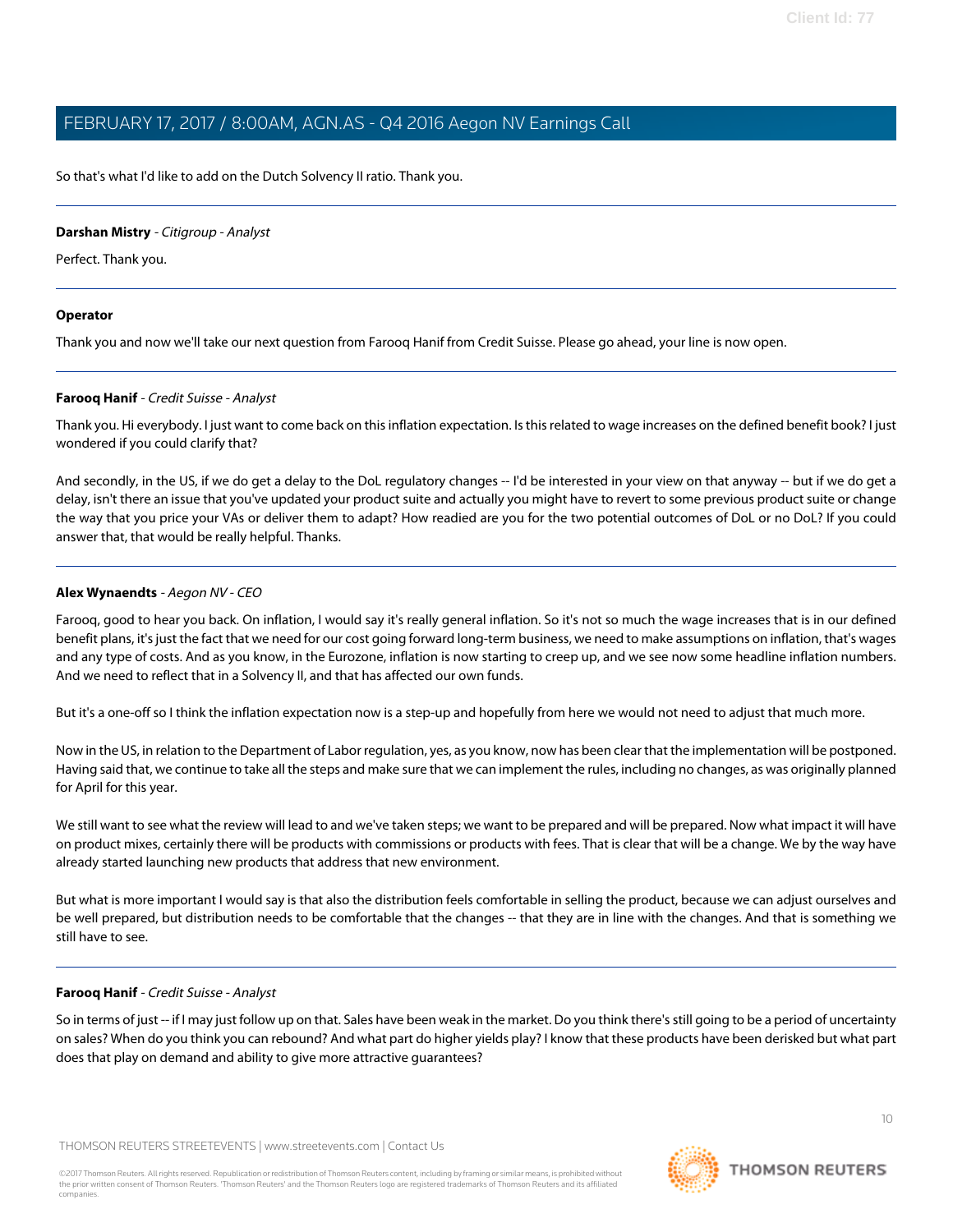So that's what I'd like to add on the Dutch Solvency II ratio. Thank you.

---

**Darshan Mistry** - *Citigroup - Analyst*

Perfect. Thank you.

---

**Operator**

Thank you and now we'll take our next question from Farooq Hanif from Credit Suisse. Please go ahead, your line is now open.

---

**Farooq Hanif** - *Credit Suisse - Analyst*

Thank you. Hi everybody. I just want to come back on this inflation expectation. Is this related to wage increases on the defined benefit book? I just wondered if you could clarify that?

And secondly, in the US, if we do get a delay to the DoL regulatory changes -- I'd be interested in your view on that anyway -- but if we do get a delay, isn't there an issue that you've updated your product suite and actually you might have to revert to some previous product suite or change the way that you price your VAs or deliver them to adapt? How readied are you for the two potential outcomes of DoL or no DoL? If you could answer that, that would be really helpful. Thanks.

---

**Alex Wynaendts** - *Aegon NV - CEO*

Farooq, good to hear you back. On inflation, I would say it's really general inflation. So it's not so much the wage increases that is in our defined benefit plans, it's just the fact that we need for our cost going forward long-term business, we need to make assumptions on inflation, that's wages and any type of costs. And as you know, in the Eurozone, inflation is now starting to creep up, and we see now some headline inflation numbers. And we need to reflect that in a Solvency II, and that has affected our own funds.

But it's a one-off so I think the inflation expectation now is a step-up and hopefully from here we would not need to adjust that much more.

Now in the US, in relation to the Department of Labor regulation, yes, as you know, now has been clear that the implementation will be postponed. Having said that, we continue to take all the steps and make sure that we can implement the rules, including no changes, as was originally planned for April for this year.

We still want to see what the review will lead to and we've taken steps; we want to be prepared and will be prepared. Now what impact it will have on product mixes, certainly there will be products with commissions or products with fees. That is clear that will be a change. We by the way have already started launching new products that address that new environment.

But what is more important I would say is that also the distribution feels comfortable in selling the product, because we can adjust ourselves and be well prepared, but distribution needs to be comfortable that the changes -- that they are in line with the changes. And that is something we still have to see.

---

**Farooq Hanif** - *Credit Suisse - Analyst*

So in terms of just -- if I may just follow up on that. Sales have been weak in the market. Do you think there's still going to be a period of uncertainty on sales? When do you think you can rebound? And what part do higher yields play? I know that these products have been derisked but what part does that play on demand and ability to give more attractive guarantees?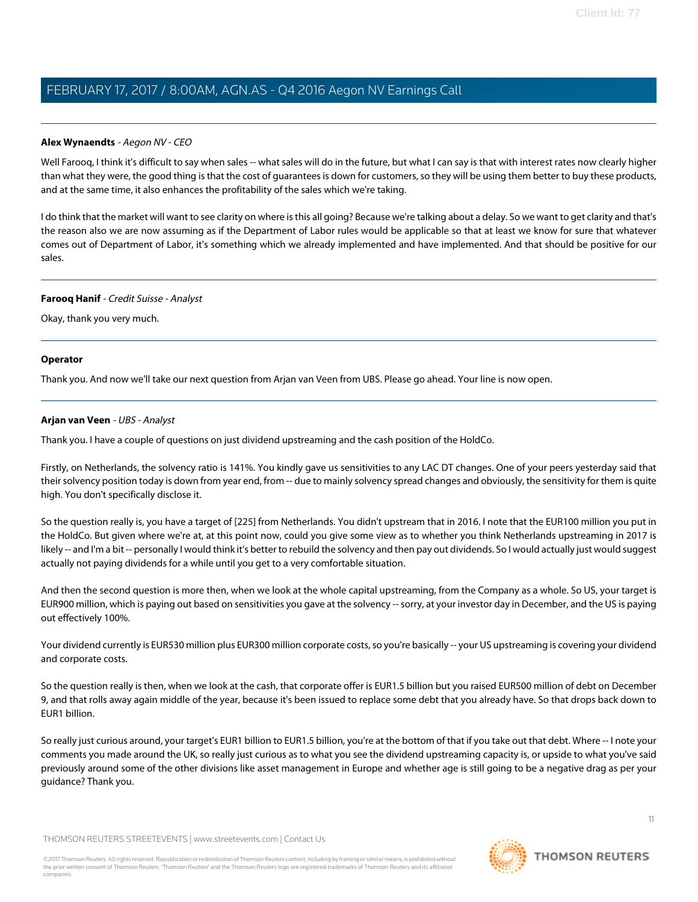**Alex Wynaendts** - *Aegon NV - CEO*

Well Farooq, I think it's difficult to say when sales -- what sales will do in the future, but what I can say is that with interest rates now clearly higher than what they were, the good thing is that the cost of guarantees is down for customers, so they will be using them better to buy these products, and at the same time, it also enhances the profitability of the sales which we're taking.

I do think that the market will want to see clarity on where is this all going? Because we're talking about a delay. So we want to get clarity and that's the reason also we are now assuming as if the Department of Labor rules would be applicable so that at least we know for sure that whatever comes out of Department of Labor, it's something which we already implemented and have implemented. And that should be positive for our sales.

---

**Farooq Hanif** - *Credit Suisse - Analyst*

Okay, thank you very much.

---

**Operator**

Thank you. And now we'll take our next question from Arjan van Veen from UBS. Please go ahead. Your line is now open.

---

**Arjan van Veen** - *UBS - Analyst*

Thank you. I have a couple of questions on just dividend upstreaming and the cash position of the HoldCo.

Firstly, on Netherlands, the solvency ratio is 141%. You kindly gave us sensitivities to any LAC DT changes. One of your peers yesterday said that their solvency position today is down from year end, from -- due to mainly solvency spread changes and obviously, the sensitivity for them is quite high. You don't specifically disclose it.

So the question really is, you have a target of [225] from Netherlands. You didn't upstream that in 2016. I note that the EUR100 million you put in the HoldCo. But given where we're at, at this point now, could you give some view as to whether you think Netherlands upstreaming in 2017 is likely -- and I'm a bit -- personally I would think it's better to rebuild the solvency and then pay out dividends. So I would actually just would suggest actually not paying dividends for a while until you get to a very comfortable situation.

And then the second question is more then, when we look at the whole capital upstreaming, from the Company as a whole. So US, your target is EUR900 million, which is paying out based on sensitivities you gave at the solvency -- sorry, at your investor day in December, and the US is paying out effectively 100%.

Your dividend currently is EUR530 million plus EUR300 million corporate costs, so you're basically -- your US upstreaming is covering your dividend and corporate costs.

So the question really is then, when we look at the cash, that corporate offer is EUR1.5 billion but you raised EUR500 million of debt on December 9, and that rolls away again middle of the year, because it's been issued to replace some debt that you already have. So that drops back down to EUR1 billion.

So really just curious around, your target's EUR1 billion to EUR1.5 billion, you're at the bottom of that if you take out that debt. Where -- I note your comments you made around the UK, so really just curious as to what you see the dividend upstreaming capacity is, or upside to what you've said previously around some of the other divisions like asset management in Europe and whether age is still going to be a negative drag as per your guidance? Thank you.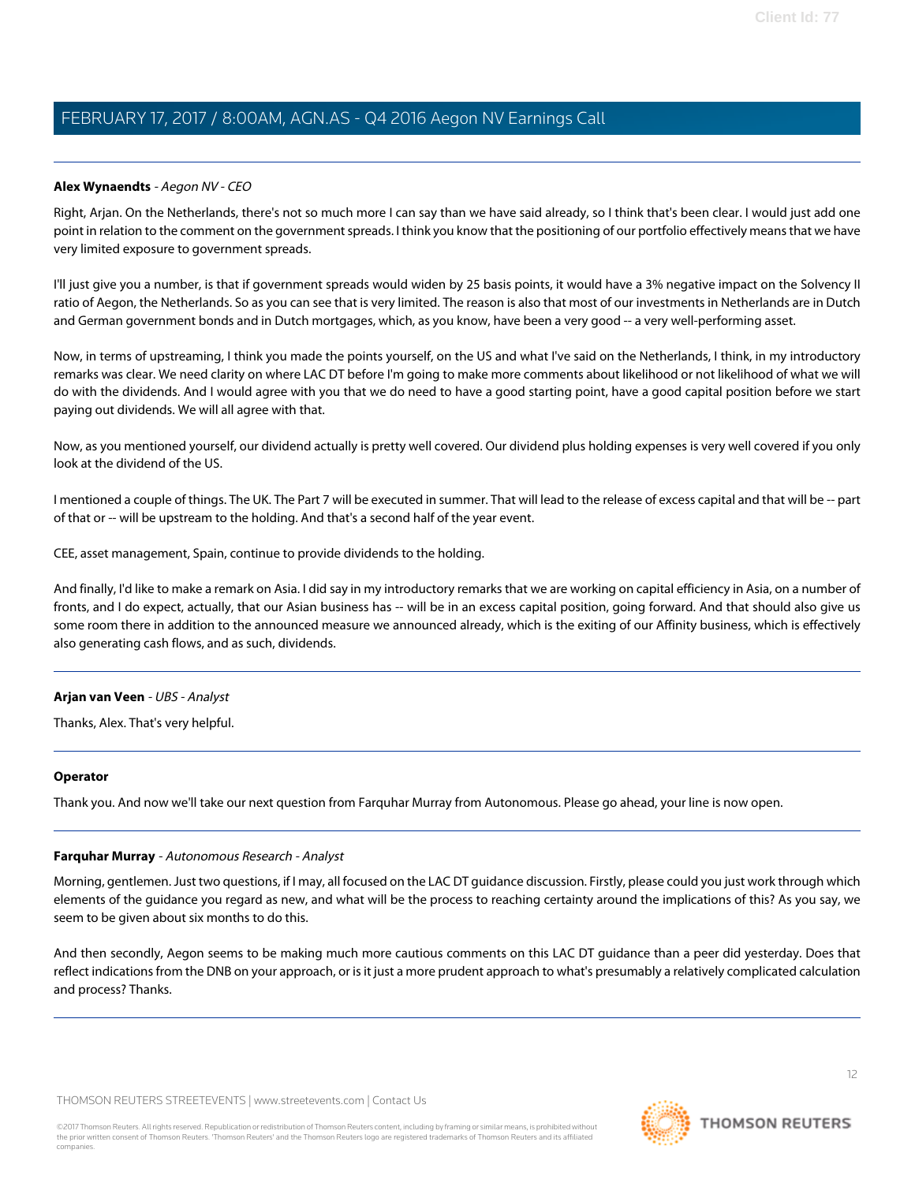**Alex Wynaendts** - *Aegon NV - CEO*

Right, Arjan. On the Netherlands, there's not so much more I can say than we have said already, so I think that's been clear. I would just add one point in relation to the comment on the government spreads. I think you know that the positioning of our portfolio effectively means that we have very limited exposure to government spreads.

I'll just give you a number, is that if government spreads would widen by 25 basis points, it would have a 3% negative impact on the Solvency II ratio of Aegon, the Netherlands. So as you can see that is very limited. The reason is also that most of our investments in Netherlands are in Dutch and German government bonds and in Dutch mortgages, which, as you know, have been a very good -- a very well-performing asset.

Now, in terms of upstreaming, I think you made the points yourself, on the US and what I've said on the Netherlands, I think, in my introductory remarks was clear. We need clarity on where LAC DT before I'm going to make more comments about likelihood or not likelihood of what we will do with the dividends. And I would agree with you that we do need to have a good starting point, have a good capital position before we start paying out dividends. We will all agree with that.

Now, as you mentioned yourself, our dividend actually is pretty well covered. Our dividend plus holding expenses is very well covered if you only look at the dividend of the US.

I mentioned a couple of things. The UK. The Part 7 will be executed in summer. That will lead to the release of excess capital and that will be -- part of that or -- will be upstream to the holding. And that's a second half of the year event.

CEE, asset management, Spain, continue to provide dividends to the holding.

And finally, I'd like to make a remark on Asia. I did say in my introductory remarks that we are working on capital efficiency in Asia, on a number of fronts, and I do expect, actually, that our Asian business has -- will be in an excess capital position, going forward. And that should also give us some room there in addition to the announced measure we announced already, which is the exiting of our Affinity business, which is effectively also generating cash flows, and as such, dividends.

---

**Arjan van Veen** - *UBS - Analyst*

Thanks, Alex. That's very helpful.

---

**Operator**

Thank you. And now we'll take our next question from Farquhar Murray from Autonomous. Please go ahead, your line is now open.

---

**Farquhar Murray** - *Autonomous Research - Analyst*

Morning, gentlemen. Just two questions, if I may, all focused on the LAC DT guidance discussion. Firstly, please could you just work through which elements of the guidance you regard as new, and what will be the process to reaching certainty around the implications of this? As you say, we seem to be given about six months to do this.

And then secondly, Aegon seems to be making much more cautious comments on this LAC DT guidance than a peer did yesterday. Does that reflect indications from the DNB on your approach, or is it just a more prudent approach to what's presumably a relatively complicated calculation and process? Thanks.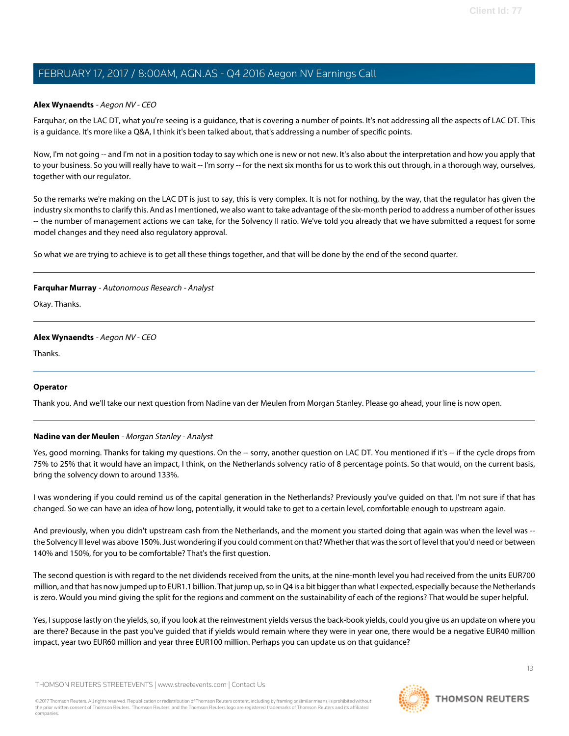**Alex Wynaendts** - *Aegon NV - CEO*

Farquhar, on the LAC DT, what you're seeing is a guidance, that is covering a number of points. It's not addressing all the aspects of LAC DT. This is a guidance. It's more like a Q&A, I think it's been talked about, that's addressing a number of specific points.

Now, I'm not going -- and I'm not in a position today to say which one is new or not new. It's also about the interpretation and how you apply that to your business. So you will really have to wait -- I'm sorry -- for the next six months for us to work this out through, in a thorough way, ourselves, together with our regulator.

So the remarks we're making on the LAC DT is just to say, this is very complex. It is not for nothing, by the way, that the regulator has given the industry six months to clarify this. And as I mentioned, we also want to take advantage of the six-month period to address a number of other issues -- the number of management actions we can take, for the Solvency II ratio. We've told you already that we have submitted a request for some model changes and they need also regulatory approval.

So what we are trying to achieve is to get all these things together, and that will be done by the end of the second quarter.

---

**Farquhar Murray** - *Autonomous Research - Analyst*

Okay. Thanks.

---

**Alex Wynaendts** - *Aegon NV - CEO*

Thanks.

---

**Operator**

Thank you. And we'll take our next question from Nadine van der Meulen from Morgan Stanley. Please go ahead, your line is now open.

---

**Nadine van der Meulen** - *Morgan Stanley - Analyst*

Yes, good morning. Thanks for taking my questions. On the -- sorry, another question on LAC DT. You mentioned if it's -- if the cycle drops from 75% to 25% that it would have an impact, I think, on the Netherlands solvency ratio of 8 percentage points. So that would, on the current basis, bring the solvency down to around 133%.

I was wondering if you could remind us of the capital generation in the Netherlands? Previously you've guided on that. I'm not sure if that has changed. So we can have an idea of how long, potentially, it would take to get to a certain level, comfortable enough to upstream again.

And previously, when you didn't upstream cash from the Netherlands, and the moment you started doing that again was when the level was -- the Solvency II level was above 150%. Just wondering if you could comment on that? Whether that was the sort of level that you'd need or between 140% and 150%, for you to be comfortable? That's the first question.

The second question is with regard to the net dividends received from the units, at the nine-month level you had received from the units EUR700 million, and that has now jumped up to EUR1.1 billion. That jump up, so in Q4 is a bit bigger than what I expected, especially because the Netherlands is zero. Would you mind giving the split for the regions and comment on the sustainability of each of the regions? That would be super helpful.

Yes, I suppose lastly on the yields, so, if you look at the reinvestment yields versus the back-book yields, could you give us an update on where you are there? Because in the past you've guided that if yields would remain where they were in year one, there would be a negative EUR40 million impact, year two EUR60 million and year three EUR100 million. Perhaps you can update us on that guidance?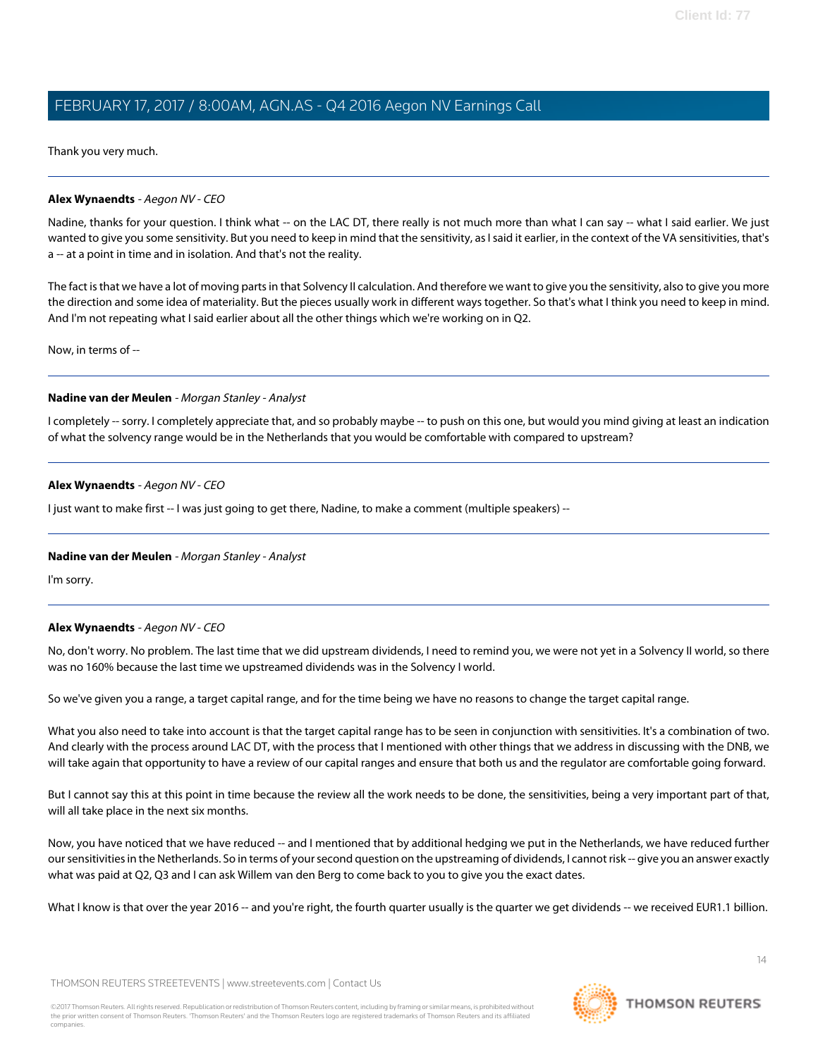Thank you very much.

---

**Alex Wynaendts** - *Aegon NV - CEO*

Nadine, thanks for your question. I think what -- on the LAC DT, there really is not much more than what I can say -- what I said earlier. We just wanted to give you some sensitivity. But you need to keep in mind that the sensitivity, as I said it earlier, in the context of the VA sensitivities, that's a -- at a point in time and in isolation. And that's not the reality.

The fact is that we have a lot of moving parts in that Solvency II calculation. And therefore we want to give you the sensitivity, also to give you more the direction and some idea of materiality. But the pieces usually work in different ways together. So that's what I think you need to keep in mind. And I'm not repeating what I said earlier about all the other things which we're working on in Q2.

Now, in terms of --

---

**Nadine van der Meulen** - *Morgan Stanley - Analyst*

I completely -- sorry. I completely appreciate that, and so probably maybe -- to push on this one, but would you mind giving at least an indication of what the solvency range would be in the Netherlands that you would be comfortable with compared to upstream?

---

**Alex Wynaendts** - *Aegon NV - CEO*

I just want to make first -- I was just going to get there, Nadine, to make a comment (multiple speakers) --

---

**Nadine van der Meulen** - *Morgan Stanley - Analyst*

I'm sorry.

---

**Alex Wynaendts** - *Aegon NV - CEO*

No, don't worry. No problem. The last time that we did upstream dividends, I need to remind you, we were not yet in a Solvency II world, so there was no 160% because the last time we upstreamed dividends was in the Solvency I world.

So we've given you a range, a target capital range, and for the time being we have no reasons to change the target capital range.

What you also need to take into account is that the target capital range has to be seen in conjunction with sensitivities. It's a combination of two. And clearly with the process around LAC DT, with the process that I mentioned with other things that we address in discussing with the DNB, we will take again that opportunity to have a review of our capital ranges and ensure that both us and the regulator are comfortable going forward.

But I cannot say this at this point in time because the review all the work needs to be done, the sensitivities, being a very important part of that, will all take place in the next six months.

Now, you have noticed that we have reduced -- and I mentioned that by additional hedging we put in the Netherlands, we have reduced further our sensitivities in the Netherlands. So in terms of your second question on the upstreaming of dividends, I cannot risk -- give you an answer exactly what was paid at Q2, Q3 and I can ask Willem van den Berg to come back to you to give you the exact dates.

What I know is that over the year 2016 -- and you're right, the fourth quarter usually is the quarter we get dividends -- we received EUR1.1 billion.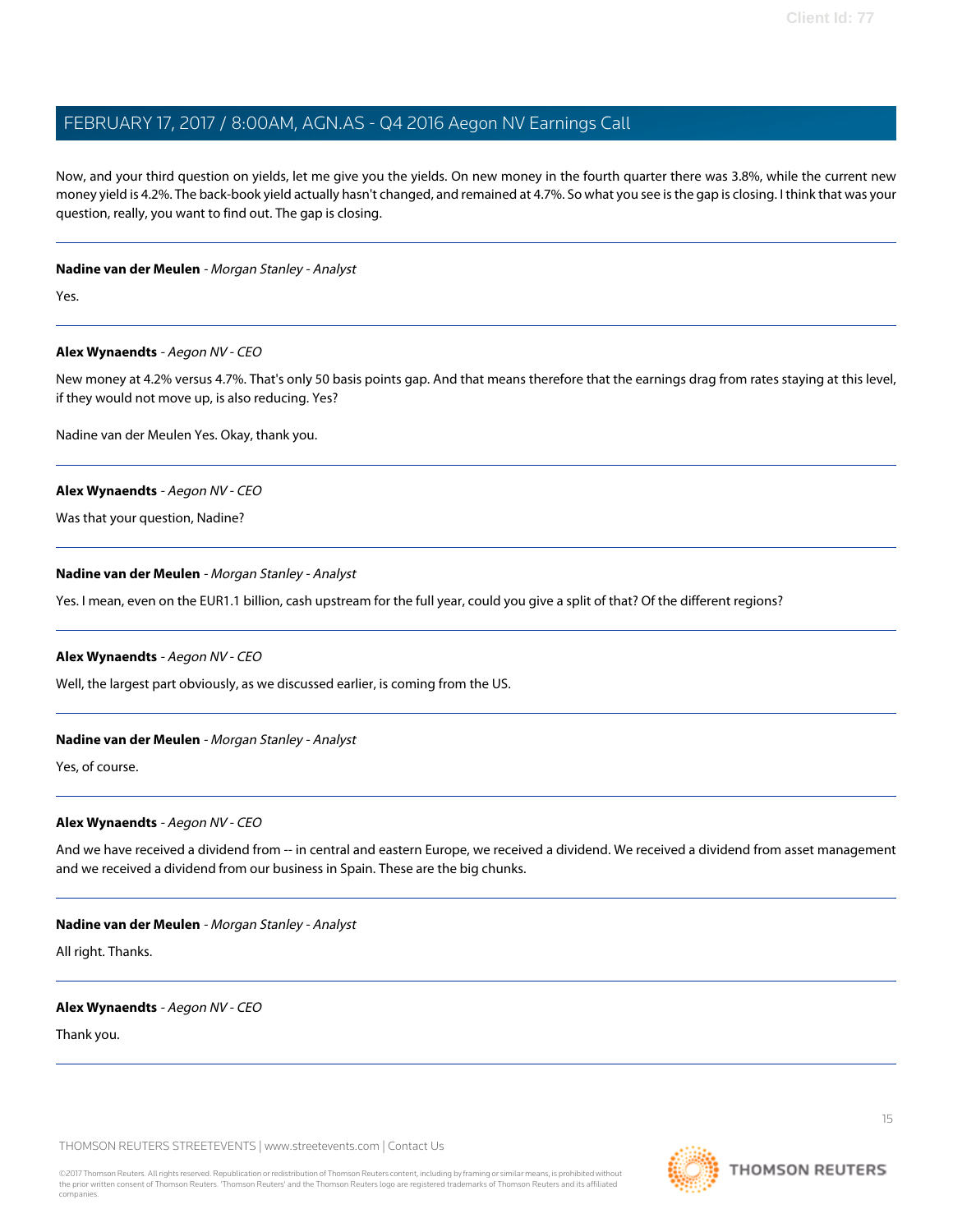Now, and your third question on yields, let me give you the yields. On new money in the fourth quarter there was 3.8%, while the current new money yield is 4.2%. The back-book yield actually hasn't changed, and remained at 4.7%. So what you see is the gap is closing. I think that was your question, really, you want to find out. The gap is closing.

---

**Nadine van der Meulen** - *Morgan Stanley - Analyst*

Yes.

---

**Alex Wynaendts** - *Aegon NV - CEO*

New money at 4.2% versus 4.7%. That's only 50 basis points gap. And that means therefore that the earnings drag from rates staying at this level, if they would not move up, is also reducing. Yes?

Nadine van der Meulen Yes. Okay, thank you.

---

**Alex Wynaendts** - *Aegon NV - CEO*

Was that your question, Nadine?

---

**Nadine van der Meulen** - *Morgan Stanley - Analyst*

Yes. I mean, even on the EUR1.1 billion, cash upstream for the full year, could you give a split of that? Of the different regions?

---

**Alex Wynaendts** - *Aegon NV - CEO*

Well, the largest part obviously, as we discussed earlier, is coming from the US.

---

**Nadine van der Meulen** - *Morgan Stanley - Analyst*

Yes, of course.

---

**Alex Wynaendts** - *Aegon NV - CEO*

And we have received a dividend from -- in central and eastern Europe, we received a dividend. We received a dividend from asset management and we received a dividend from our business in Spain. These are the big chunks.

---

**Nadine van der Meulen** - *Morgan Stanley - Analyst*

All right. Thanks.

---

**Alex Wynaendts** - *Aegon NV - CEO*

Thank you.

---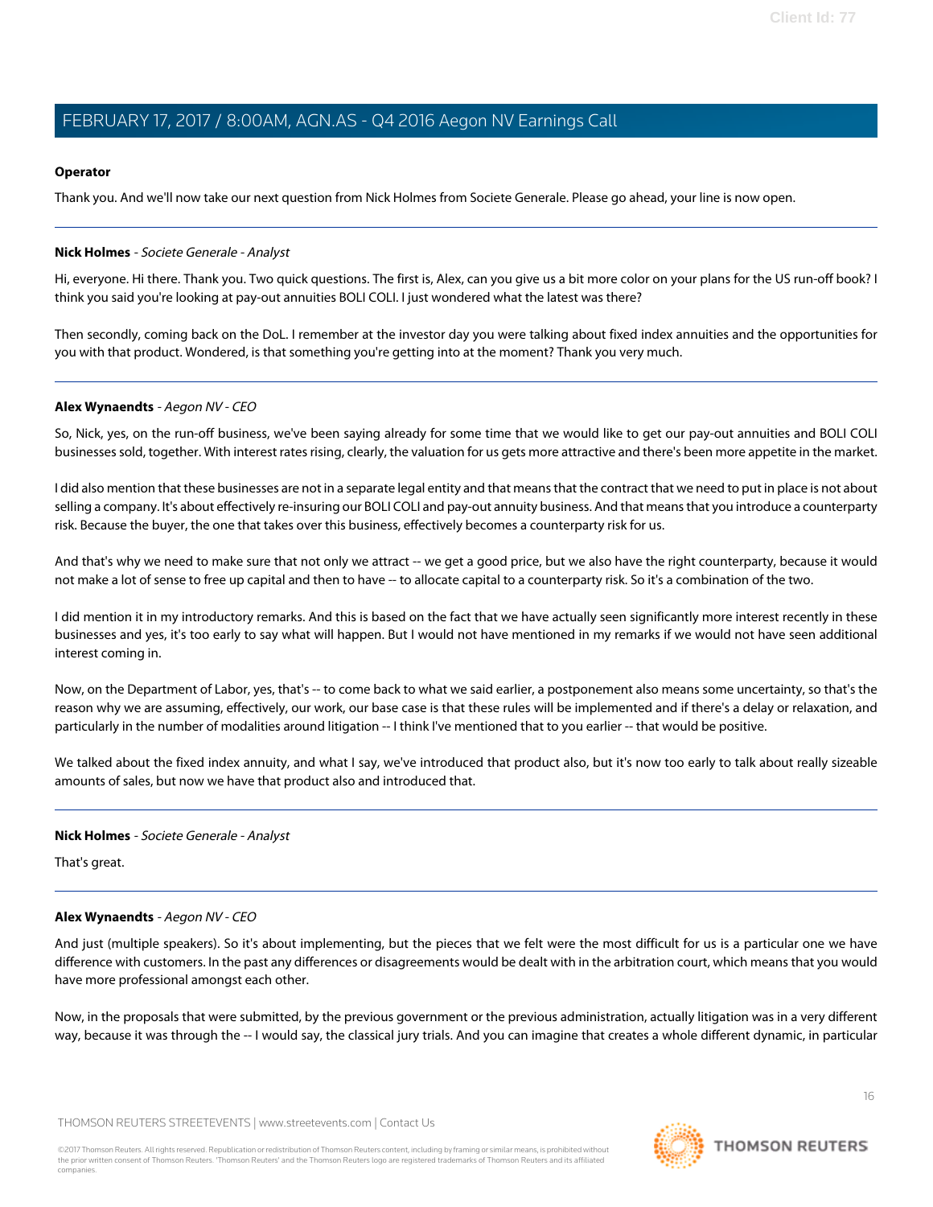**Operator**

Thank you. And we'll now take our next question from Nick Holmes from Societe Generale. Please go ahead, your line is now open.

---

**Nick Holmes** - *Societe Generale - Analyst*

Hi, everyone. Hi there. Thank you. Two quick questions. The first is, Alex, can you give us a bit more color on your plans for the US run-off book? I think you said you're looking at pay-out annuities BOLI COLI. I just wondered what the latest was there?

Then secondly, coming back on the DoL. I remember at the investor day you were talking about fixed index annuities and the opportunities for you with that product. Wondered, is that something you're getting into at the moment? Thank you very much.

---

**Alex Wynaendts** - *Aegon NV - CEO*

So, Nick, yes, on the run-off business, we've been saying already for some time that we would like to get our pay-out annuities and BOLI COLI businesses sold, together. With interest rates rising, clearly, the valuation for us gets more attractive and there's been more appetite in the market.

I did also mention that these businesses are not in a separate legal entity and that means that the contract that we need to put in place is not about selling a company. It's about effectively re-insuring our BOLI COLI and pay-out annuity business. And that means that you introduce a counterparty risk. Because the buyer, the one that takes over this business, effectively becomes a counterparty risk for us.

And that's why we need to make sure that not only we attract -- we get a good price, but we also have the right counterparty, because it would not make a lot of sense to free up capital and then to have -- to allocate capital to a counterparty risk. So it's a combination of the two.

I did mention it in my introductory remarks. And this is based on the fact that we have actually seen significantly more interest recently in these businesses and yes, it's too early to say what will happen. But I would not have mentioned in my remarks if we would not have seen additional interest coming in.

Now, on the Department of Labor, yes, that's -- to come back to what we said earlier, a postponement also means some uncertainty, so that's the reason why we are assuming, effectively, our work, our base case is that these rules will be implemented and if there's a delay or relaxation, and particularly in the number of modalities around litigation -- I think I've mentioned that to you earlier -- that would be positive.

We talked about the fixed index annuity, and what I say, we've introduced that product also, but it's now too early to talk about really sizeable amounts of sales, but now we have that product also and introduced that.

---

**Nick Holmes** - *Societe Generale - Analyst*

That's great.

---

**Alex Wynaendts** - *Aegon NV - CEO*

And just (multiple speakers). So it's about implementing, but the pieces that we felt were the most difficult for us is a particular one we have difference with customers. In the past any differences or disagreements would be dealt with in the arbitration court, which means that you would have more professional amongst each other.

Now, in the proposals that were submitted, by the previous government or the previous administration, actually litigation was in a very different way, because it was through the -- I would say, the classical jury trials. And you can imagine that creates a whole different dynamic, in particular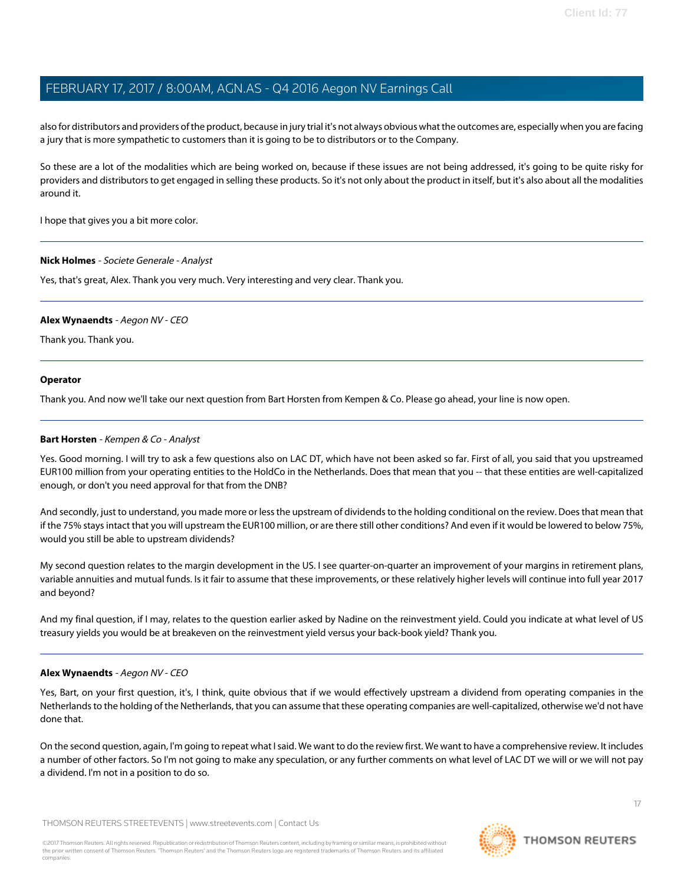also for distributors and providers of the product, because in jury trial it's not always obvious what the outcomes are, especially when you are facing a jury that is more sympathetic to customers than it is going to be to distributors or to the Company.

So these are a lot of the modalities which are being worked on, because if these issues are not being addressed, it's going to be quite risky for providers and distributors to get engaged in selling these products. So it's not only about the product in itself, but it's also about all the modalities around it.

I hope that gives you a bit more color.

---

**Nick Holmes** - *Societe Generale - Analyst*

Yes, that's great, Alex. Thank you very much. Very interesting and very clear. Thank you.

---

**Alex Wynaendts** - *Aegon NV - CEO*

Thank you. Thank you.

---

**Operator**

Thank you. And now we'll take our next question from Bart Horsten from Kempen & Co. Please go ahead, your line is now open.

---

**Bart Horsten** - *Kempen & Co - Analyst*

Yes. Good morning. I will try to ask a few questions also on LAC DT, which have not been asked so far. First of all, you said that you upstreamed EUR100 million from your operating entities to the HoldCo in the Netherlands. Does that mean that you -- that these entities are well-capitalized enough, or don't you need approval for that from the DNB?

And secondly, just to understand, you made more or less the upstream of dividends to the holding conditional on the review. Does that mean that if the 75% stays intact that you will upstream the EUR100 million, or are there still other conditions? And even if it would be lowered to below 75%, would you still be able to upstream dividends?

My second question relates to the margin development in the US. I see quarter-on-quarter an improvement of your margins in retirement plans, variable annuities and mutual funds. Is it fair to assume that these improvements, or these relatively higher levels will continue into full year 2017 and beyond?

And my final question, if I may, relates to the question earlier asked by Nadine on the reinvestment yield. Could you indicate at what level of US treasury yields you would be at breakeven on the reinvestment yield versus your back-book yield? Thank you.

---

**Alex Wynaendts** - *Aegon NV - CEO*

Yes, Bart, on your first question, it's, I think, quite obvious that if we would effectively upstream a dividend from operating companies in the Netherlands to the holding of the Netherlands, that you can assume that these operating companies are well-capitalized, otherwise we'd not have done that.

On the second question, again, I'm going to repeat what I said. We want to do the review first. We want to have a comprehensive review. It includes a number of other factors. So I'm not going to make any speculation, or any further comments on what level of LAC DT we will or we will not pay a dividend. I'm not in a position to do so.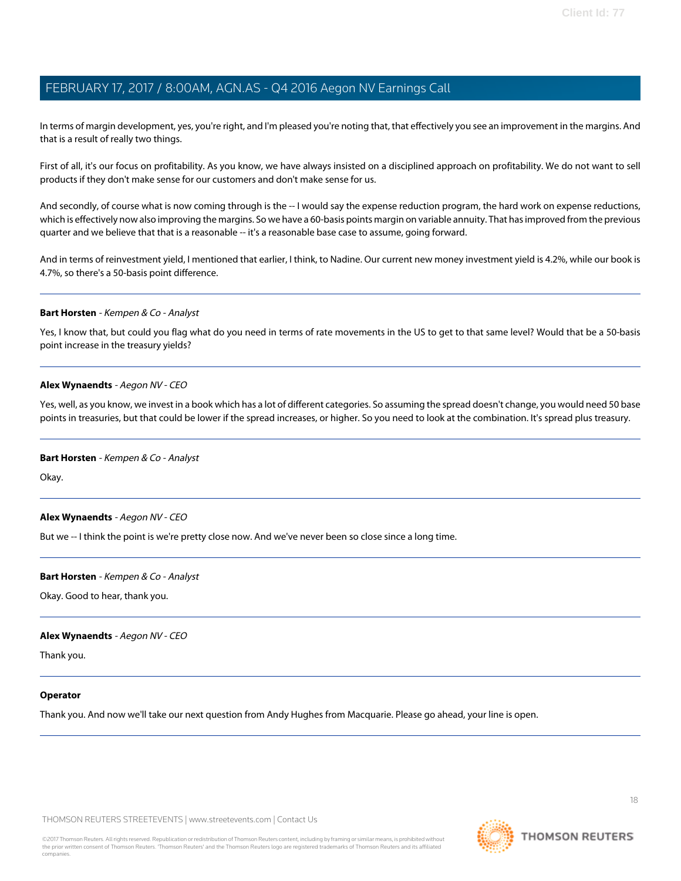In terms of margin development, yes, you're right, and I'm pleased you're noting that, that effectively you see an improvement in the margins. And that is a result of really two things.

First of all, it's our focus on profitability. As you know, we have always insisted on a disciplined approach on profitability. We do not want to sell products if they don't make sense for our customers and don't make sense for us.

And secondly, of course what is now coming through is the -- I would say the expense reduction program, the hard work on expense reductions, which is effectively now also improving the margins. So we have a 60-basis points margin on variable annuity. That has improved from the previous quarter and we believe that that is a reasonable -- it's a reasonable base case to assume, going forward.

And in terms of reinvestment yield, I mentioned that earlier, I think, to Nadine. Our current new money investment yield is 4.2%, while our book is 4.7%, so there's a 50-basis point difference.

---

**Bart Horsten** - *Kempen & Co - Analyst*

Yes, I know that, but could you flag what do you need in terms of rate movements in the US to get to that same level? Would that be a 50-basis point increase in the treasury yields?

---

**Alex Wynaendts** - *Aegon NV - CEO*

Yes, well, as you know, we invest in a book which has a lot of different categories. So assuming the spread doesn't change, you would need 50 base points in treasuries, but that could be lower if the spread increases, or higher. So you need to look at the combination. It's spread plus treasury.

---

**Bart Horsten** - *Kempen & Co - Analyst*

Okay.

---

**Alex Wynaendts** - *Aegon NV - CEO*

But we -- I think the point is we're pretty close now. And we've never been so close since a long time.

---

**Bart Horsten** - *Kempen & Co - Analyst*

Okay. Good to hear, thank you.

---

**Alex Wynaendts** - *Aegon NV - CEO*

Thank you.

---

**Operator**

Thank you. And now we'll take our next question from Andy Hughes from Macquarie. Please go ahead, your line is open.

---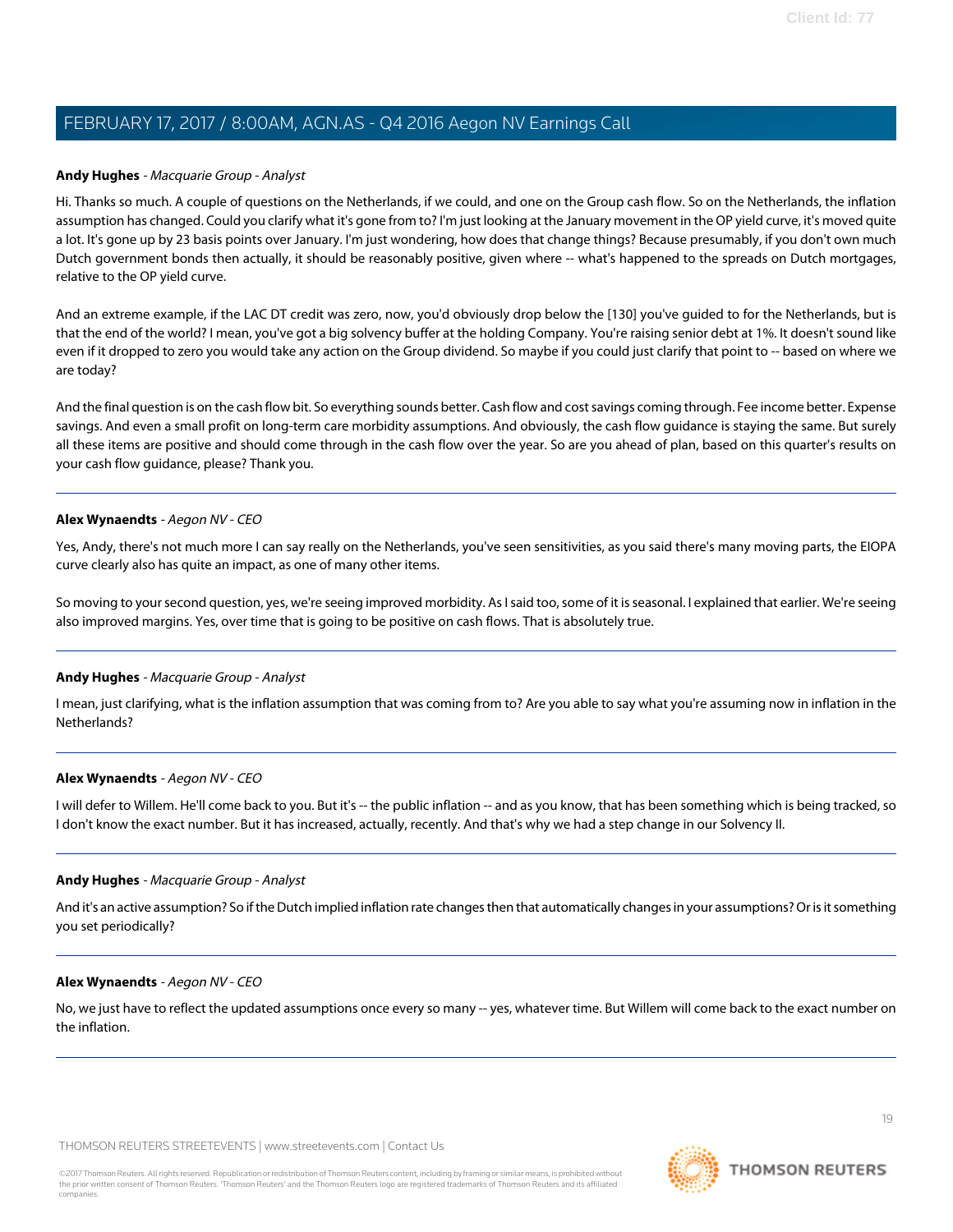**Andy Hughes** - *Macquarie Group - Analyst*

Hi. Thanks so much. A couple of questions on the Netherlands, if we could, and one on the Group cash flow. So on the Netherlands, the inflation assumption has changed. Could you clarify what it's gone from to? I'm just looking at the January movement in the OP yield curve, it's moved quite a lot. It's gone up by 23 basis points over January. I'm just wondering, how does that change things? Because presumably, if you don't own much Dutch government bonds then actually, it should be reasonably positive, given where -- what's happened to the spreads on Dutch mortgages, relative to the OP yield curve.

And an extreme example, if the LAC DT credit was zero, now, you'd obviously drop below the [130] you've guided to for the Netherlands, but is that the end of the world? I mean, you've got a big solvency buffer at the holding Company. You're raising senior debt at 1%. It doesn't sound like even if it dropped to zero you would take any action on the Group dividend. So maybe if you could just clarify that point to -- based on where we are today?

And the final question is on the cash flow bit. So everything sounds better. Cash flow and cost savings coming through. Fee income better. Expense savings. And even a small profit on long-term care morbidity assumptions. And obviously, the cash flow guidance is staying the same. But surely all these items are positive and should come through in the cash flow over the year. So are you ahead of plan, based on this quarter's results on your cash flow guidance, please? Thank you.

---

**Alex Wynaendts** - *Aegon NV - CEO*

Yes, Andy, there's not much more I can say really on the Netherlands, you've seen sensitivities, as you said there's many moving parts, the EIOPA curve clearly also has quite an impact, as one of many other items.

So moving to your second question, yes, we're seeing improved morbidity. As I said too, some of it is seasonal. I explained that earlier. We're seeing also improved margins. Yes, over time that is going to be positive on cash flows. That is absolutely true.

---

**Andy Hughes** - *Macquarie Group - Analyst*

I mean, just clarifying, what is the inflation assumption that was coming from to? Are you able to say what you're assuming now in inflation in the Netherlands?

---

**Alex Wynaendts** - *Aegon NV - CEO*

I will defer to Willem. He'll come back to you. But it's -- the public inflation -- and as you know, that has been something which is being tracked, so I don't know the exact number. But it has increased, actually, recently. And that's why we had a step change in our Solvency II.

---

**Andy Hughes** - *Macquarie Group - Analyst*

And it's an active assumption? So if the Dutch implied inflation rate changes then that automatically changes in your assumptions? Or is it something you set periodically?

---

**Alex Wynaendts** - *Aegon NV - CEO*

No, we just have to reflect the updated assumptions once every so many -- yes, whatever time. But Willem will come back to the exact number on the inflation.

---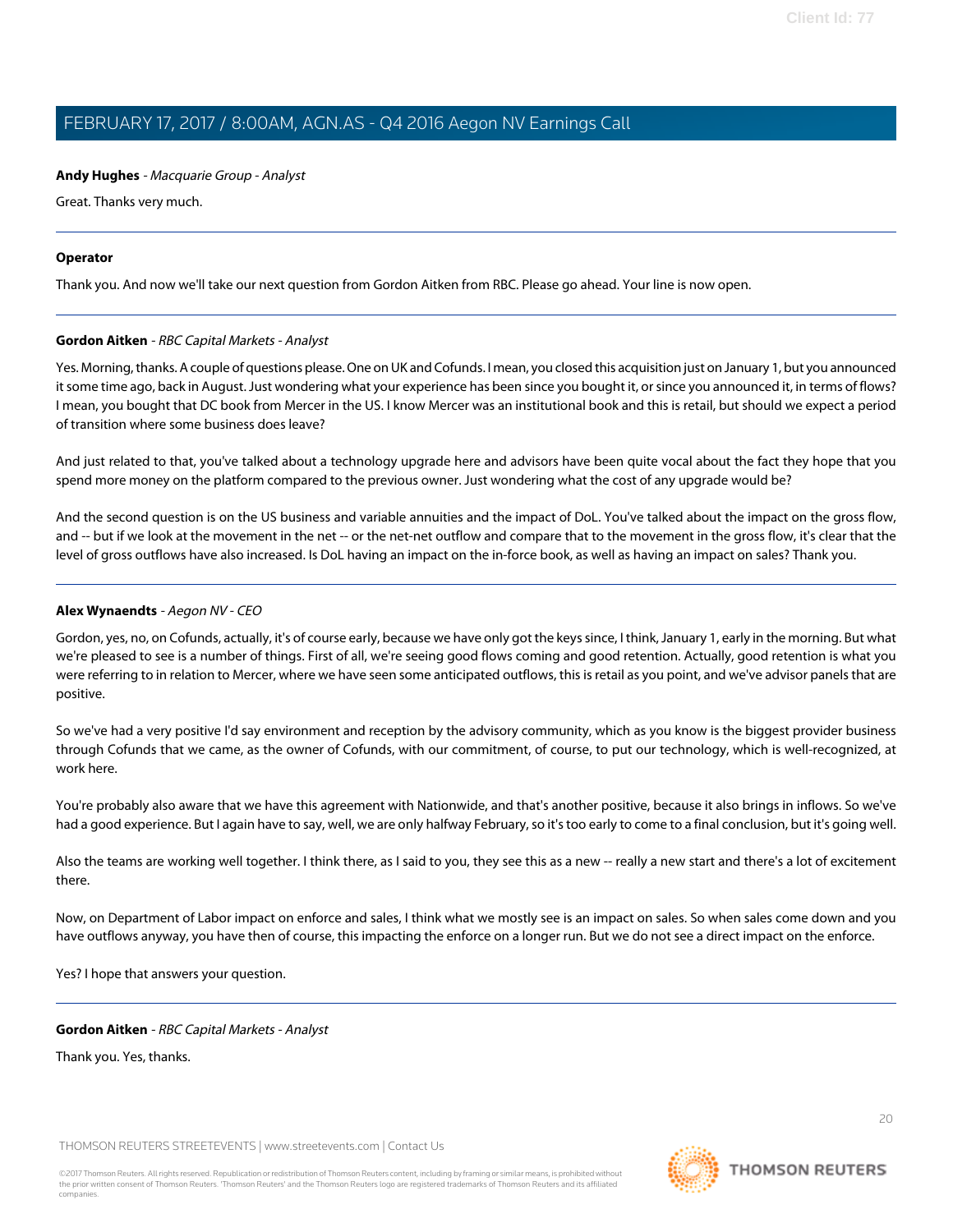**Andy Hughes** - *Macquarie Group - Analyst*

Great. Thanks very much.

---

**Operator**

Thank you. And now we'll take our next question from Gordon Aitken from RBC. Please go ahead. Your line is now open.

---

**Gordon Aitken** - *RBC Capital Markets - Analyst*

Yes. Morning, thanks. A couple of questions please. One on UK and Cofunds. I mean, you closed this acquisition just on January 1, but you announced it some time ago, back in August. Just wondering what your experience has been since you bought it, or since you announced it, in terms of flows? I mean, you bought that DC book from Mercer in the US. I know Mercer was an institutional book and this is retail, but should we expect a period of transition where some business does leave?

And just related to that, you've talked about a technology upgrade here and advisors have been quite vocal about the fact they hope that you spend more money on the platform compared to the previous owner. Just wondering what the cost of any upgrade would be?

And the second question is on the US business and variable annuities and the impact of DoL. You've talked about the impact on the gross flow, and -- but if we look at the movement in the net -- or the net-net outflow and compare that to the movement in the gross flow, it's clear that the level of gross outflows have also increased. Is DoL having an impact on the in-force book, as well as having an impact on sales? Thank you.

---

**Alex Wynaendts** - *Aegon NV - CEO*

Gordon, yes, no, on Cofunds, actually, it's of course early, because we have only got the keys since, I think, January 1, early in the morning. But what we're pleased to see is a number of things. First of all, we're seeing good flows coming and good retention. Actually, good retention is what you were referring to in relation to Mercer, where we have seen some anticipated outflows, this is retail as you point, and we've advisor panels that are positive.

So we've had a very positive I'd say environment and reception by the advisory community, which as you know is the biggest provider business through Cofunds that we came, as the owner of Cofunds, with our commitment, of course, to put our technology, which is well-recognized, at work here.

You're probably also aware that we have this agreement with Nationwide, and that's another positive, because it also brings in inflows. So we've had a good experience. But I again have to say, well, we are only halfway February, so it's too early to come to a final conclusion, but it's going well.

Also the teams are working well together. I think there, as I said to you, they see this as a new -- really a new start and there's a lot of excitement there.

Now, on Department of Labor impact on enforce and sales, I think what we mostly see is an impact on sales. So when sales come down and you have outflows anyway, you have then of course, this impacting the enforce on a longer run. But we do not see a direct impact on the enforce.

Yes? I hope that answers your question.

---

**Gordon Aitken** - *RBC Capital Markets - Analyst*

Thank you. Yes, thanks.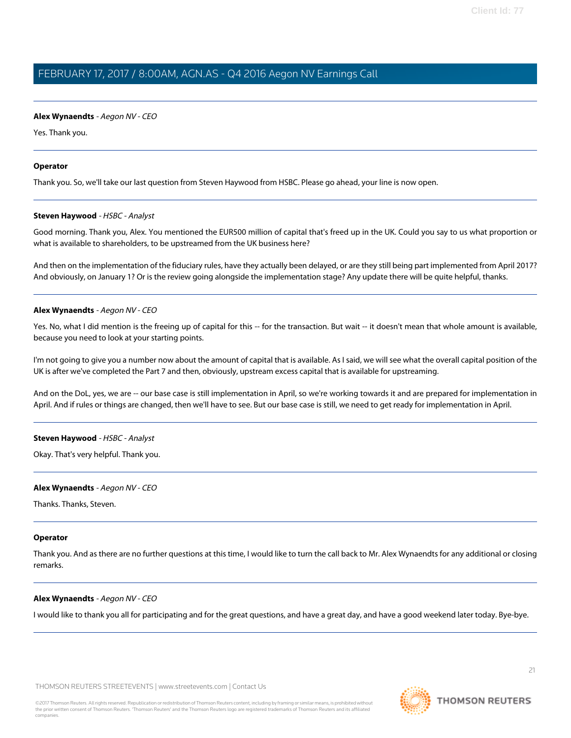**Alex Wynaendts** - *Aegon NV - CEO*

Yes. Thank you.

---

**Operator**

Thank you. So, we'll take our last question from Steven Haywood from HSBC. Please go ahead, your line is now open.

---

**Steven Haywood** - *HSBC - Analyst*

Good morning. Thank you, Alex. You mentioned the EUR500 million of capital that's freed up in the UK. Could you say to us what proportion or what is available to shareholders, to be upstreamed from the UK business here?

And then on the implementation of the fiduciary rules, have they actually been delayed, or are they still being part implemented from April 2017? And obviously, on January 1? Or is the review going alongside the implementation stage? Any update there will be quite helpful, thanks.

---

**Alex Wynaendts** - *Aegon NV - CEO*

Yes. No, what I did mention is the freeing up of capital for this -- for the transaction. But wait -- it doesn't mean that whole amount is available, because you need to look at your starting points.

I'm not going to give you a number now about the amount of capital that is available. As I said, we will see what the overall capital position of the UK is after we've completed the Part 7 and then, obviously, upstream excess capital that is available for upstreaming.

And on the DoL, yes, we are -- our base case is still implementation in April, so we're working towards it and are prepared for implementation in April. And if rules or things are changed, then we'll have to see. But our base case is still, we need to get ready for implementation in April.

---

**Steven Haywood** - *HSBC - Analyst*

Okay. That's very helpful. Thank you.

---

**Alex Wynaendts** - *Aegon NV - CEO*

Thanks. Thanks, Steven.

---

**Operator**

Thank you. And as there are no further questions at this time, I would like to turn the call back to Mr. Alex Wynaendts for any additional or closing remarks.

---

**Alex Wynaendts** - *Aegon NV - CEO*

I would like to thank you all for participating and for the great questions, and have a great day, and have a good weekend later today. Bye-bye.

---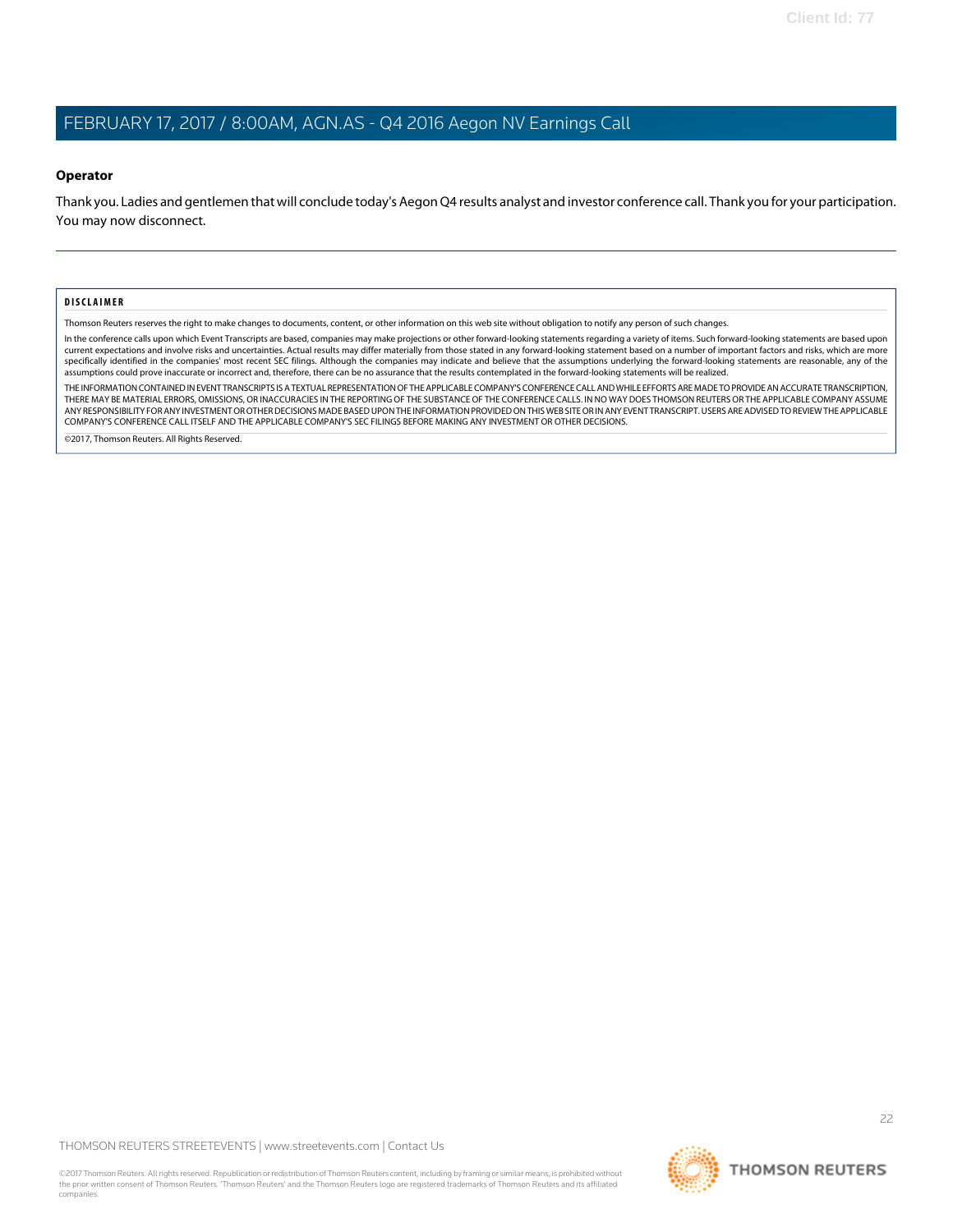**Operator**

Thank you. Ladies and gentlemen that will conclude today's Aegon Q4 results analyst and investor conference call. Thank you for your participation. You may now disconnect.

---

**DISCLAIMER**

Thomson Reuters reserves the right to make changes to documents, content, or other information on this web site without obligation to notify any person of such changes.

In the conference calls upon which Event Transcripts are based, companies may make projections or other forward-looking statements regarding a variety of items. Such forward-looking statements are based upon current expectations and involve risks and uncertainties. Actual results may differ materially from those stated in any forward-looking statement based on a number of important factors and risks, which are more specifically identified in the companies' most recent SEC filings. Although the companies may indicate and believe that the assumptions underlying the forward-looking statements are reasonable, any of the assumptions could prove inaccurate or incorrect and, therefore, there can be no assurance that the results contemplated in the forward-looking statements will be realized.

THE INFORMATION CONTAINED IN EVENT TRANSCRIPTS IS A TEXTUAL REPRESENTATION OF THE APPLICABLE COMPANY'S CONFERENCE CALL AND WHILE EFFORTS ARE MADE TO PROVIDE AN ACCURATE TRANSCRIPTION, THERE MAY BE MATERIAL ERRORS, OMISSIONS, OR INACCURACIES IN THE REPORTING OF THE SUBSTANCE OF THE CONFERENCE CALLS. IN NO WAY DOES THOMSON REUTERS OR THE APPLICABLE COMPANY ASSUME ANY RESPONSIBILITY FOR ANY INVESTMENT OR OTHER DECISIONS MADE BASED UPON THE INFORMATION PROVIDED ON THIS WEB SITE OR IN ANY EVENT TRANSCRIPT. USERS ARE ADVISED TO REVIEW THE APPLICABLE COMPANY'S CONFERENCE CALL ITSELF AND THE APPLICABLE COMPANY'S SEC FILINGS BEFORE MAKING ANY INVESTMENT OR OTHER DECISIONS.

©2017, Thomson Reuters. All Rights Reserved.